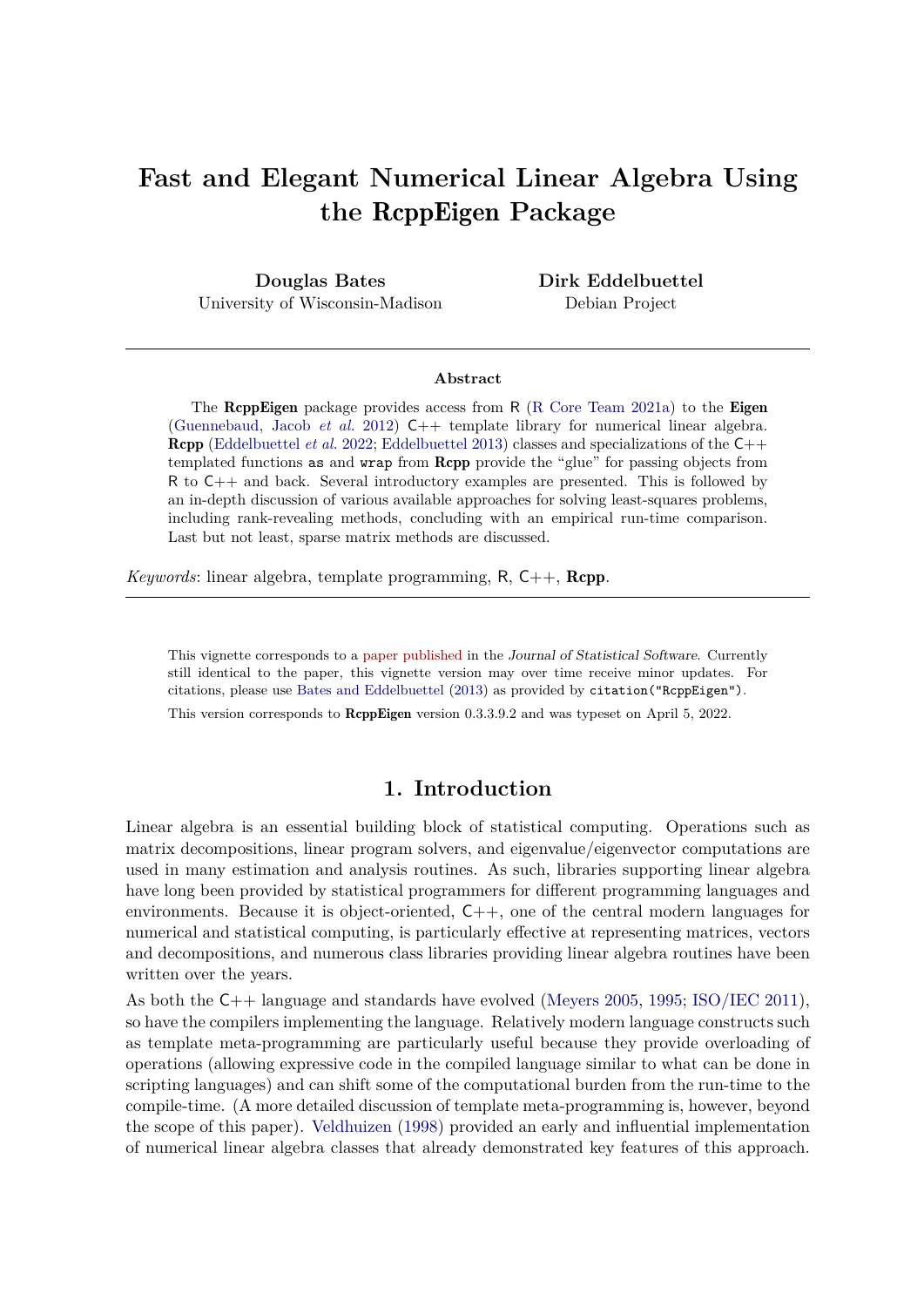# Fast and Elegant Numerical Linear Algebra Using the RcppEigen Package

**Douglas Bates**
University of Wisconsin-Madison

**Dirk Eddelbuettel**
Debian Project

## Abstract

The **RcppEigen** package provides access from R (R Core Team 2021a) to the **Eigen** (Guennebaud, Jacob *et al.* 2012) C++ template library for numerical linear algebra. **Rcpp** (Eddelbuettel *et al.* 2022; Eddelbuettel 2013) classes and specializations of the C++ templated functions `as` and `wrap` from **Rcpp** provide the "glue" for passing objects from R to C++ and back. Several introductory examples are presented. This is followed by an in-depth discussion of various available approaches for solving least-squares problems, including rank-revealing methods, concluding with an empirical run-time comparison. Last but not least, sparse matrix methods are discussed.

*Keywords*: linear algebra, template programming, R, C++, **Rcpp**.

This vignette corresponds to a paper published in the *Journal of Statistical Software*. Currently still identical to the paper, this vignette version may over time receive minor updates. For citations, please use Bates and Eddelbuettel (2013) as provided by `citation("RcppEigen")`.

This version corresponds to **RcppEigen** version 0.3.3.9.2 and was typeset on April 5, 2022.

## 1. Introduction

Linear algebra is an essential building block of statistical computing. Operations such as matrix decompositions, linear program solvers, and eigenvalue/eigenvector computations are used in many estimation and analysis routines. As such, libraries supporting linear algebra have long been provided by statistical programmers for different programming languages and environments. Because it is object-oriented, C++, one of the central modern languages for numerical and statistical computing, is particularly effective at representing matrices, vectors and decompositions, and numerous class libraries providing linear algebra routines have been written over the years.

As both the C++ language and standards have evolved (Meyers 2005, 1995; ISO/IEC 2011), so have the compilers implementing the language. Relatively modern language constructs such as template meta-programming are particularly useful because they provide overloading of operations (allowing expressive code in the compiled language similar to what can be done in scripting languages) and can shift some of the computational burden from the run-time to the compile-time. (A more detailed discussion of template meta-programming is, however, beyond the scope of this paper). Veldhuizen (1998) provided an early and influential implementation of numerical linear algebra classes that already demonstrated key features of this approach.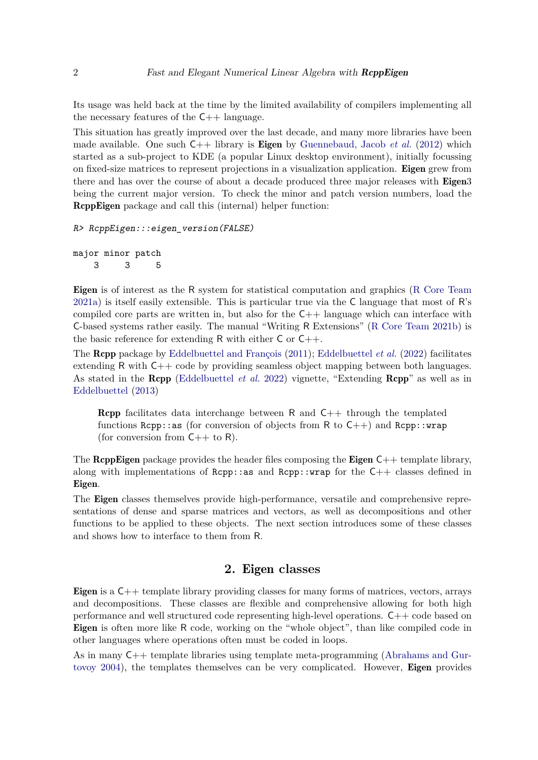Its usage was held back at the time by the limited availability of compilers implementing all the necessary features of the C++ language.

This situation has greatly improved over the last decade, and many more libraries have been made available. One such C++ library is **Eigen** by Guennebaud, Jacob *et al.* (2012) which started as a sub-project to KDE (a popular Linux desktop environment), initially focussing on fixed-size matrices to represent projections in a visualization application. **Eigen** grew from there and has over the course of about a decade produced three major releases with **Eigen**3 being the current major version. To check the minor and patch version numbers, load the **RcppEigen** package and call this (internal) helper function:

```
R> RcppEigen:::eigen_version(FALSE)

major minor patch
    3     3     5
```

**Eigen** is of interest as the R system for statistical computation and graphics (R Core Team 2021a) is itself easily extensible. This is particular true via the C language that most of R's compiled core parts are written in, but also for the C++ language which can interface with C-based systems rather easily. The manual "Writing R Extensions" (R Core Team 2021b) is the basic reference for extending R with either C or C++.

The **Rcpp** package by Eddelbuettel and François (2011); Eddelbuettel *et al.* (2022) facilitates extending R with C++ code by providing seamless object mapping between both languages. As stated in the **Rcpp** (Eddelbuettel *et al.* 2022) vignette, "Extending **Rcpp**" as well as in Eddelbuettel (2013)

> **Rcpp** facilitates data interchange between R and C++ through the templated functions `Rcpp::as` (for conversion of objects from R to C++) and `Rcpp::wrap` (for conversion from C++ to R).

The **RcppEigen** package provides the header files composing the **Eigen** C++ template library, along with implementations of `Rcpp::as` and `Rcpp::wrap` for the C++ classes defined in **Eigen**.

The **Eigen** classes themselves provide high-performance, versatile and comprehensive representations of dense and sparse matrices and vectors, as well as decompositions and other functions to be applied to these objects. The next section introduces some of these classes and shows how to interface to them from R.

## 2. Eigen classes

**Eigen** is a C++ template library providing classes for many forms of matrices, vectors, arrays and decompositions. These classes are flexible and comprehensive allowing for both high performance and well structured code representing high-level operations. C++ code based on **Eigen** is often more like R code, working on the "whole object", than like compiled code in other languages where operations often must be coded in loops.

As in many C++ template libraries using template meta-programming (Abrahams and Gurtovoy 2004), the templates themselves can be very complicated. However, **Eigen** provides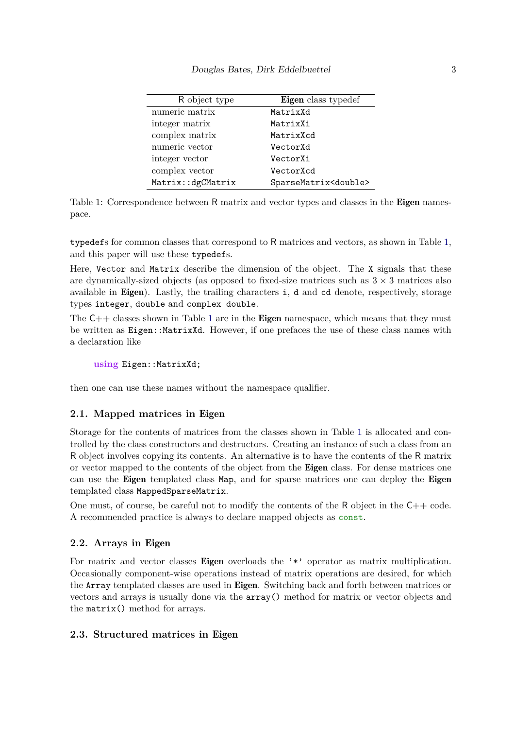| R object type | **Eigen** class typedef |
|---|---|
| numeric matrix | `MatrixXd` |
| integer matrix | `MatrixXi` |
| complex matrix | `MatrixXcd` |
| numeric vector | `VectorXd` |
| integer vector | `VectorXi` |
| complex vector | `VectorXcd` |
| `Matrix::dgCMatrix` | `SparseMatrix<double>` |

Table 1: Correspondence between R matrix and vector types and classes in the **Eigen** namespace.

`typedef`s for common classes that correspond to R matrices and vectors, as shown in Table 1, and this paper will use these `typedef`s.

Here, `Vector` and `Matrix` describe the dimension of the object. The `X` signals that these are dynamically-sized objects (as opposed to fixed-size matrices such as $3 \times 3$ matrices also available in **Eigen**). Lastly, the trailing characters `i`, `d` and `cd` denote, respectively, storage types `integer`, `double` and `complex double`.

The C++ classes shown in Table 1 are in the **Eigen** namespace, which means that they must be written as `Eigen::MatrixXd`. However, if one prefaces the use of these class names with a declaration like

```
using Eigen::MatrixXd;
```

then one can use these names without the namespace qualifier.

### 2.1. Mapped matrices in Eigen

Storage for the contents of matrices from the classes shown in Table 1 is allocated and controlled by the class constructors and destructors. Creating an instance of such a class from an R object involves copying its contents. An alternative is to have the contents of the R matrix or vector mapped to the contents of the object from the **Eigen** class. For dense matrices one can use the **Eigen** templated class `Map`, and for sparse matrices one can deploy the **Eigen** templated class `MappedSparseMatrix`.

One must, of course, be careful not to modify the contents of the R object in the C++ code. A recommended practice is always to declare mapped objects as `const`.

### 2.2. Arrays in Eigen

For matrix and vector classes **Eigen** overloads the `'*'` operator as matrix multiplication. Occasionally component-wise operations instead of matrix operations are desired, for which the `Array` templated classes are used in **Eigen**. Switching back and forth between matrices or vectors and arrays is usually done via the `array()` method for matrix or vector objects and the `matrix()` method for arrays.

### 2.3. Structured matrices in Eigen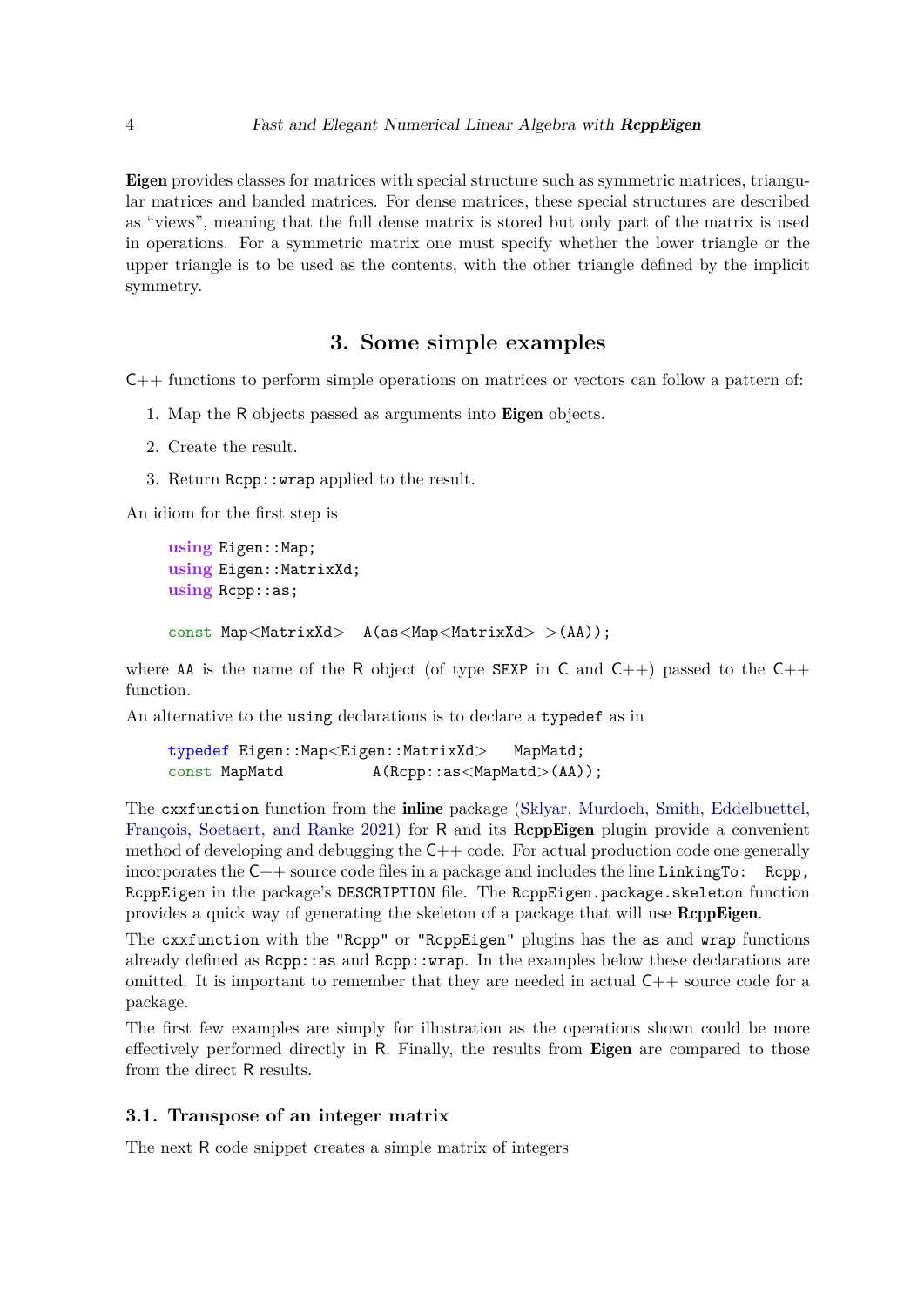**Eigen** provides classes for matrices with special structure such as symmetric matrices, triangular matrices and banded matrices. For dense matrices, these special structures are described as "views", meaning that the full dense matrix is stored but only part of the matrix is used in operations. For a symmetric matrix one must specify whether the lower triangle or the upper triangle is to be used as the contents, with the other triangle defined by the implicit symmetry.

## 3. Some simple examples

C++ functions to perform simple operations on matrices or vectors can follow a pattern of:

1. Map the R objects passed as arguments into **Eigen** objects.
2. Create the result.
3. Return `Rcpp::wrap` applied to the result.

An idiom for the first step is

```
using Eigen::Map;
using Eigen::MatrixXd;
using Rcpp::as;

const Map<MatrixXd>  A(as<Map<MatrixXd> >(AA));
```

where `AA` is the name of the R object (of type `SEXP` in C and C++) passed to the C++ function.

An alternative to the `using` declarations is to declare a `typedef` as in

```
typedef Eigen::Map<Eigen::MatrixXd>   MapMatd;
const MapMatd          A(Rcpp::as<MapMatd>(AA));
```

The `cxxfunction` function from the **inline** package (Sklyar, Murdoch, Smith, Eddelbuettel, François, Soetaert, and Ranke 2021) for R and its **RcppEigen** plugin provide a convenient method of developing and debugging the C++ code. For actual production code one generally incorporates the C++ source code files in a package and includes the line `LinkingTo: Rcpp, RcppEigen` in the package's `DESCRIPTION` file. The `RcppEigen.package.skeleton` function provides a quick way of generating the skeleton of a package that will use **RcppEigen**.

The `cxxfunction` with the `"Rcpp"` or `"RcppEigen"` plugins has the `as` and `wrap` functions already defined as `Rcpp::as` and `Rcpp::wrap`. In the examples below these declarations are omitted. It is important to remember that they are needed in actual C++ source code for a package.

The first few examples are simply for illustration as the operations shown could be more effectively performed directly in R. Finally, the results from **Eigen** are compared to those from the direct R results.

### 3.1. Transpose of an integer matrix

The next R code snippet creates a simple matrix of integers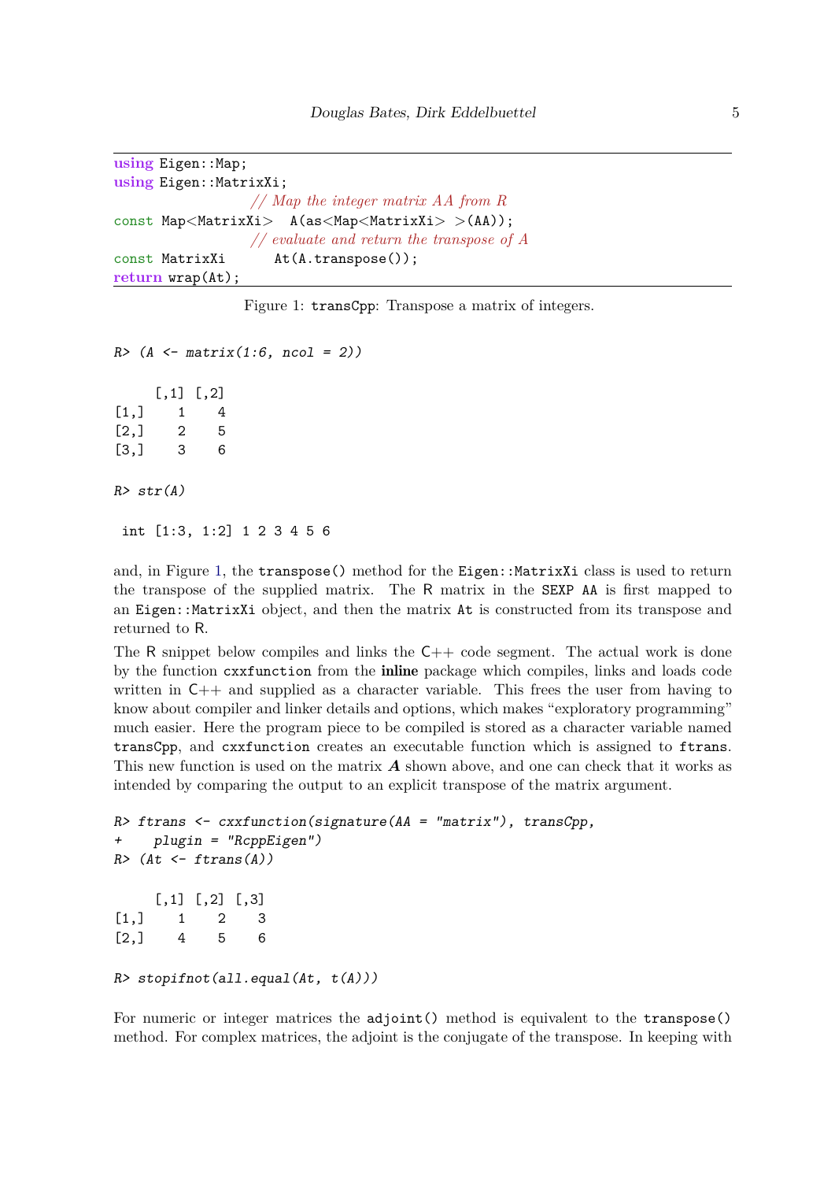```
using Eigen::Map;
using Eigen::MatrixXi;
                    // Map the integer matrix AA from R
const Map<MatrixXi>  A(as<Map<MatrixXi> >(AA));
                    // evaluate and return the transpose of A
const MatrixXi      At(A.transpose());
return wrap(At);
```

Figure 1: `transCpp`: Transpose a matrix of integers.

```
R> (A <- matrix(1:6, ncol = 2))

     [,1] [,2]
[1,]    1    4
[2,]    2    5
[3,]    3    6

R> str(A)

 int [1:3, 1:2] 1 2 3 4 5 6
```

and, in Figure 1, the `transpose()` method for the `Eigen::MatrixXi` class is used to return the transpose of the supplied matrix. The R matrix in the `SEXP AA` is first mapped to an `Eigen::MatrixXi` object, and then the matrix `At` is constructed from its transpose and returned to R.

The R snippet below compiles and links the C++ code segment. The actual work is done by the function `cxxfunction` from the **inline** package which compiles, links and loads code written in C++ and supplied as a character variable. This frees the user from having to know about compiler and linker details and options, which makes "exploratory programming" much easier. Here the program piece to be compiled is stored as a character variable named `transCpp`, and `cxxfunction` creates an executable function which is assigned to `ftrans`. This new function is used on the matrix $\boldsymbol{A}$ shown above, and one can check that it works as intended by comparing the output to an explicit transpose of the matrix argument.

```
R> ftrans <- cxxfunction(signature(AA = "matrix"), transCpp,
+    plugin = "RcppEigen")
R> (At <- ftrans(A))

     [,1] [,2] [,3]
[1,]    1    2    3
[2,]    4    5    6

R> stopifnot(all.equal(At, t(A)))
```

For numeric or integer matrices the `adjoint()` method is equivalent to the `transpose()` method. For complex matrices, the adjoint is the conjugate of the transpose. In keeping with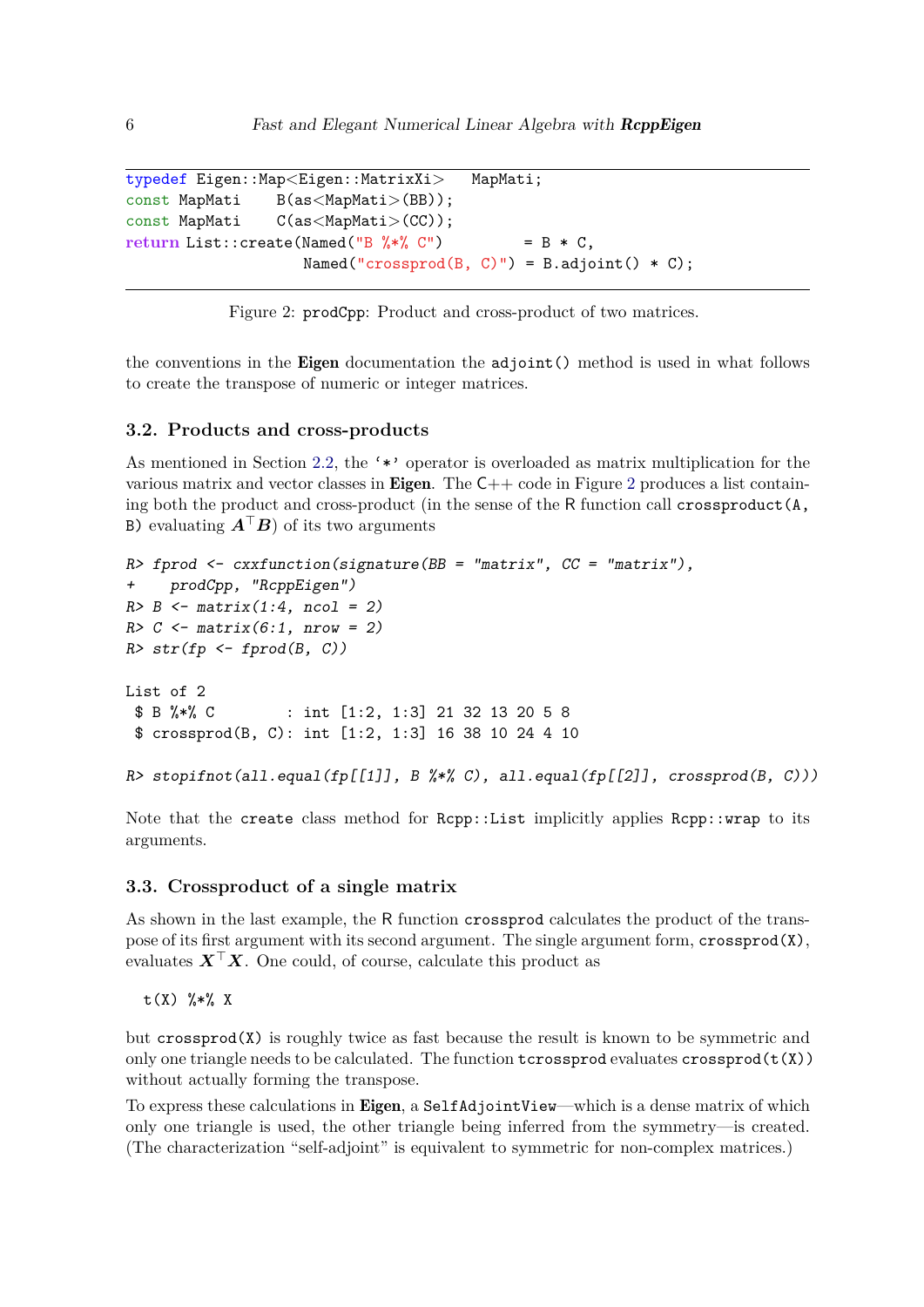```
typedef Eigen::Map<Eigen::MatrixXi>   MapMati;
const MapMati    B(as<MapMati>(BB));
const MapMati    C(as<MapMati>(CC));
return List::create(Named("B %*% C")         = B * C,
                    Named("crossprod(B, C)") = B.adjoint() * C);
```

Figure 2: `prodCpp`: Product and cross-product of two matrices.

the conventions in the **Eigen** documentation the `adjoint()` method is used in what follows to create the transpose of numeric or integer matrices.

### 3.2. Products and cross-products

As mentioned in Section 2.2, the '`*`' operator is overloaded as matrix multiplication for the various matrix and vector classes in **Eigen**. The C++ code in Figure 2 produces a list containing both the product and cross-product (in the sense of the R function call `crossproduct(A, B)` evaluating $\boldsymbol{A}^\top \boldsymbol{B}$) of its two arguments

```
R> fprod <- cxxfunction(signature(BB = "matrix", CC = "matrix"),
+    prodCpp, "RcppEigen")
R> B <- matrix(1:4, ncol = 2)
R> C <- matrix(6:1, nrow = 2)
R> str(fp <- fprod(B, C))

List of 2
 $ B %*% C        : int [1:2, 1:3] 21 32 13 20 5 8
 $ crossprod(B, C): int [1:2, 1:3] 16 38 10 24 4 10

R> stopifnot(all.equal(fp[[1]], B %*% C), all.equal(fp[[2]], crossprod(B, C)))
```

Note that the `create` class method for `Rcpp::List` implicitly applies `Rcpp::wrap` to its arguments.

### 3.3. Crossproduct of a single matrix

As shown in the last example, the R function `crossprod` calculates the product of the transpose of its first argument with its second argument. The single argument form, `crossprod(X)`, evaluates $\boldsymbol{X}^\top \boldsymbol{X}$. One could, of course, calculate this product as

```
t(X) %*% X
```

but `crossprod(X)` is roughly twice as fast because the result is known to be symmetric and only one triangle needs to be calculated. The function `tcrossprod` evaluates `crossprod(t(X))` without actually forming the transpose.

To express these calculations in **Eigen**, a `SelfAdjointView`—which is a dense matrix of which only one triangle is used, the other triangle being inferred from the symmetry—is created. (The characterization "self-adjoint" is equivalent to symmetric for non-complex matrices.)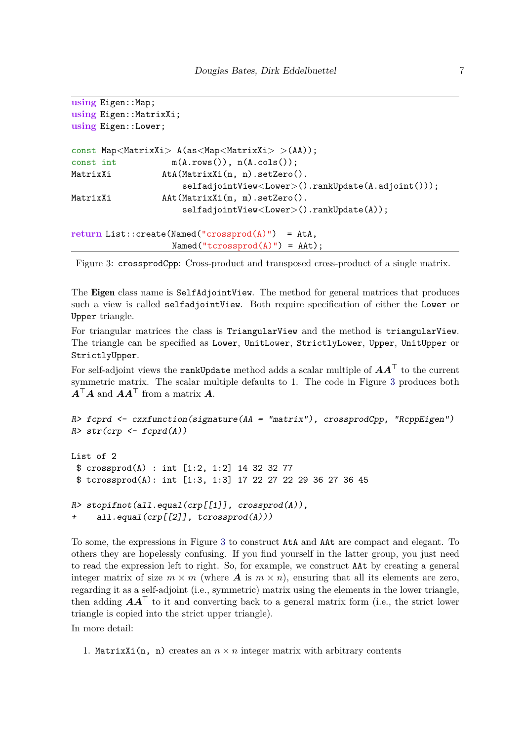```
using Eigen::Map;
using Eigen::MatrixXi;
using Eigen::Lower;

const Map<MatrixXi> A(as<Map<MatrixXi> >(AA));
const int           m(A.rows()), n(A.cols());
MatrixXi          AtA(MatrixXi(n, n).setZero().
                      selfadjointView<Lower>().rankUpdate(A.adjoint()));
MatrixXi          AAt(MatrixXi(m, m).setZero().
                      selfadjointView<Lower>().rankUpdate(A));

return List::create(Named("crossprod(A)")  = AtA,
                    Named("tcrossprod(A)") = AAt);
```

Figure 3: `crossprodCpp`: Cross-product and transposed cross-product of a single matrix.

The **Eigen** class name is `SelfAdjointView`. The method for general matrices that produces such a view is called `selfadjointView`. Both require specification of either the `Lower` or `Upper` triangle.

For triangular matrices the class is `TriangularView` and the method is `triangularView`. The triangle can be specified as `Lower`, `UnitLower`, `StrictlyLower`, `Upper`, `UnitUpper` or `StrictlyUpper`.

For self-adjoint views the `rankUpdate` method adds a scalar multiple of $\boldsymbol{A}\boldsymbol{A}^\top$ to the current symmetric matrix. The scalar multiple defaults to 1. The code in Figure 3 produces both $\boldsymbol{A}^\top\boldsymbol{A}$ and $\boldsymbol{A}\boldsymbol{A}^\top$ from a matrix $\boldsymbol{A}$.

```
R> fcprd <- cxxfunction(signature(AA = "matrix"), crossprodCpp, "RcppEigen")
R> str(crp <- fcprd(A))

List of 2
 $ crossprod(A) : int [1:2, 1:2] 14 32 32 77
 $ tcrossprod(A): int [1:3, 1:3] 17 22 27 22 29 36 27 36 45

R> stopifnot(all.equal(crp[[1]], crossprod(A)),
+    all.equal(crp[[2]], tcrossprod(A)))
```

To some, the expressions in Figure 3 to construct `AtA` and `AAt` are compact and elegant. To others they are hopelessly confusing. If you find yourself in the latter group, you just need to read the expression left to right. So, for example, we construct `AAt` by creating a general integer matrix of size $m \times m$ (where $\boldsymbol{A}$ is $m \times n$), ensuring that all its elements are zero, regarding it as a self-adjoint (i.e., symmetric) matrix using the elements in the lower triangle, then adding $\boldsymbol{A}\boldsymbol{A}^\top$ to it and converting back to a general matrix form (i.e., the strict lower triangle is copied into the strict upper triangle).

In more detail:

1. `MatrixXi(n, n)` creates an $n \times n$ integer matrix with arbitrary contents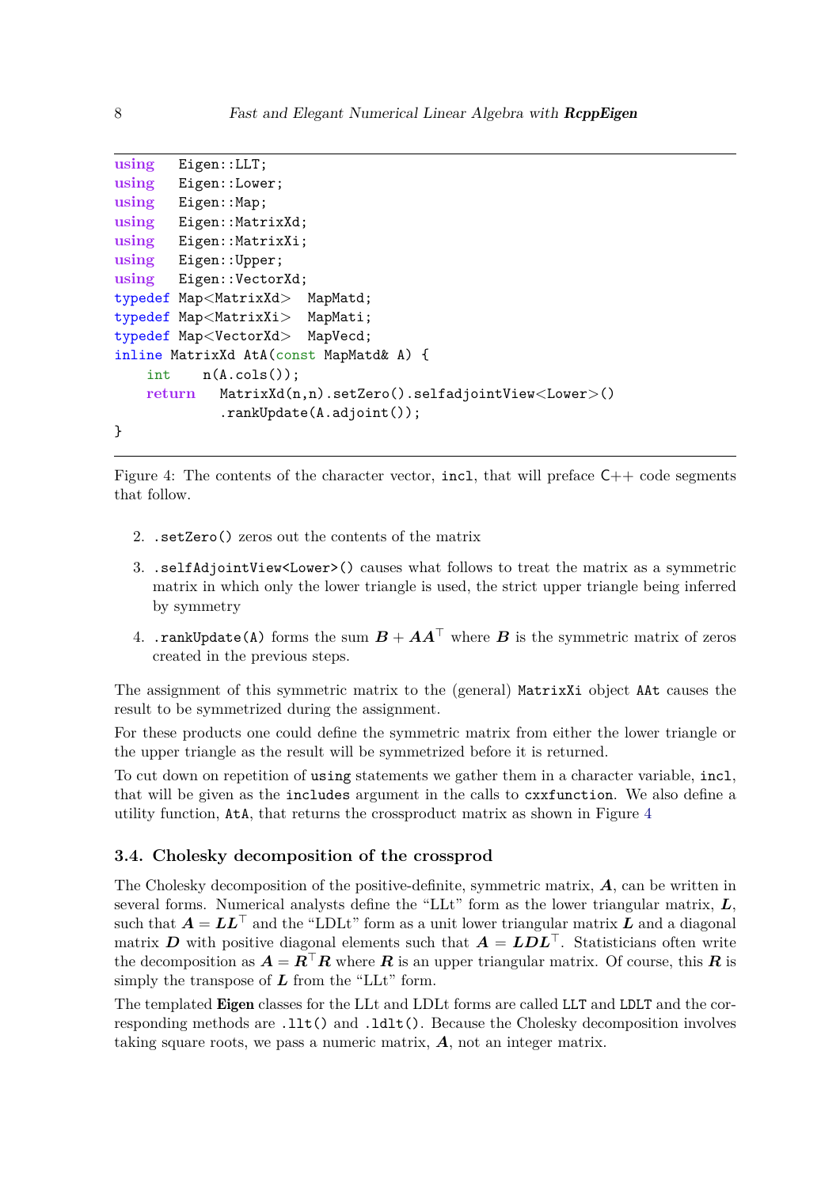```
using   Eigen::LLT;
using   Eigen::Lower;
using   Eigen::Map;
using   Eigen::MatrixXd;
using   Eigen::MatrixXi;
using   Eigen::Upper;
using   Eigen::VectorXd;
typedef Map<MatrixXd>  MapMatd;
typedef Map<MatrixXi>  MapMati;
typedef Map<VectorXd>  MapVecd;
inline MatrixXd AtA(const MapMatd& A) {
    int    n(A.cols());
    return   MatrixXd(n,n).setZero().selfadjointView<Lower>()
             .rankUpdate(A.adjoint());
}
```

Figure 4: The contents of the character vector, `incl`, that will preface C++ code segments that follow.

2. `.setZero()` zeros out the contents of the matrix
3. `.selfAdjointView<Lower>()` causes what follows to treat the matrix as a symmetric matrix in which only the lower triangle is used, the strict upper triangle being inferred by symmetry
4. `.rankUpdate(A)` forms the sum $\boldsymbol{B} + \boldsymbol{A}\boldsymbol{A}^\top$ where $\boldsymbol{B}$ is the symmetric matrix of zeros created in the previous steps.

The assignment of this symmetric matrix to the (general) `MatrixXi` object `AAt` causes the result to be symmetrized during the assignment.

For these products one could define the symmetric matrix from either the lower triangle or the upper triangle as the result will be symmetrized before it is returned.

To cut down on repetition of `using` statements we gather them in a character variable, `incl`, that will be given as the `includes` argument in the calls to `cxxfunction`. We also define a utility function, `AtA`, that returns the crossproduct matrix as shown in Figure 4

### 3.4. Cholesky decomposition of the crossprod

The Cholesky decomposition of the positive-definite, symmetric matrix, $\boldsymbol{A}$, can be written in several forms. Numerical analysts define the "LLt" form as the lower triangular matrix, $\boldsymbol{L}$, such that $\boldsymbol{A} = \boldsymbol{L}\boldsymbol{L}^\top$ and the "LDLt" form as a unit lower triangular matrix $\boldsymbol{L}$ and a diagonal matrix $\boldsymbol{D}$ with positive diagonal elements such that $\boldsymbol{A} = \boldsymbol{L}\boldsymbol{D}\boldsymbol{L}^\top$. Statisticians often write the decomposition as $\boldsymbol{A} = \boldsymbol{R}^\top\boldsymbol{R}$ where $\boldsymbol{R}$ is an upper triangular matrix. Of course, this $\boldsymbol{R}$ is simply the transpose of $\boldsymbol{L}$ from the "LLt" form.

The templated **Eigen** classes for the LLt and LDLt forms are called `LLT` and `LDLT` and the corresponding methods are `.llt()` and `.ldlt()`. Because the Cholesky decomposition involves taking square roots, we pass a numeric matrix, $\boldsymbol{A}$, not an integer matrix.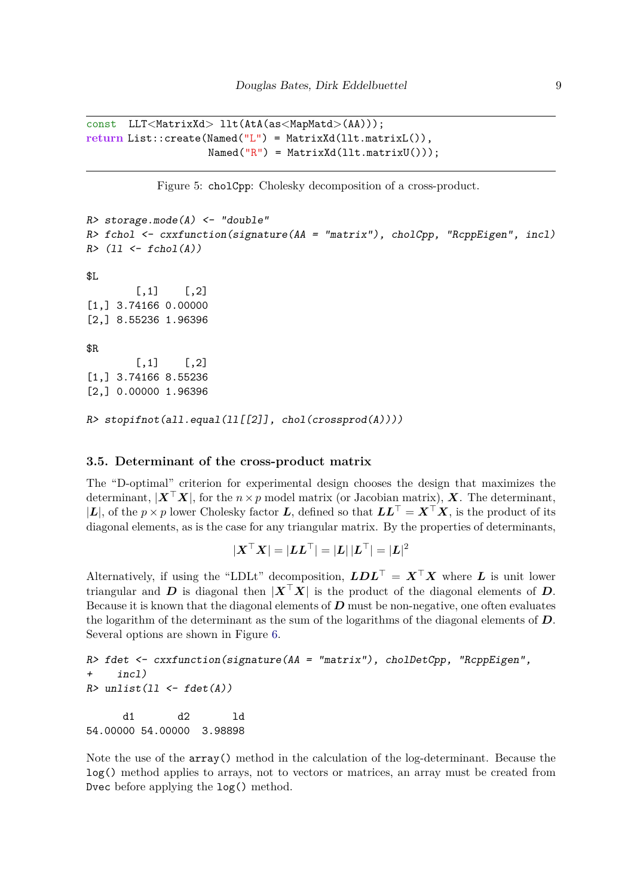```
const  LLT<MatrixXd> llt(AtA(as<MapMatd>(AA)));
return List::create(Named("L") = MatrixXd(llt.matrixL()),
                    Named("R") = MatrixXd(llt.matrixU()));
```

Figure 5: `cholCpp`: Cholesky decomposition of a cross-product.

```
R> storage.mode(A) <- "double"
R> fchol <- cxxfunction(signature(AA = "matrix"), cholCpp, "RcppEigen", incl)
R> (ll <- fchol(A))

$L
        [,1]    [,2]
[1,] 3.74166 0.00000
[2,] 8.55236 1.96396

$R
        [,1]    [,2]
[1,] 3.74166 8.55236
[2,] 0.00000 1.96396

R> stopifnot(all.equal(ll[[2]], chol(crossprod(A))))
```

### 3.5. Determinant of the cross-product matrix

The "D-optimal" criterion for experimental design chooses the design that maximizes the determinant, $|\boldsymbol{X}^\top \boldsymbol{X}|$, for the $n \times p$ model matrix (or Jacobian matrix), $\boldsymbol{X}$. The determinant, $|\boldsymbol{L}|$, of the $p \times p$ lower Cholesky factor $\boldsymbol{L}$, defined so that $\boldsymbol{L}\boldsymbol{L}^\top = \boldsymbol{X}^\top \boldsymbol{X}$, is the product of its diagonal elements, as is the case for any triangular matrix. By the properties of determinants,

$$|\boldsymbol{X}^\top \boldsymbol{X}| = |\boldsymbol{L}\boldsymbol{L}^\top| = |\boldsymbol{L}|\,|\boldsymbol{L}^\top| = |\boldsymbol{L}|^2$$

Alternatively, if using the "LDLt" decomposition, $\boldsymbol{L}\boldsymbol{D}\boldsymbol{L}^\top = \boldsymbol{X}^\top \boldsymbol{X}$ where $\boldsymbol{L}$ is unit lower triangular and $\boldsymbol{D}$ is diagonal then $|\boldsymbol{X}^\top \boldsymbol{X}|$ is the product of the diagonal elements of $\boldsymbol{D}$. Because it is known that the diagonal elements of $\boldsymbol{D}$ must be non-negative, one often evaluates the logarithm of the determinant as the sum of the logarithms of the diagonal elements of $\boldsymbol{D}$. Several options are shown in Figure 6.

```
R> fdet <- cxxfunction(signature(AA = "matrix"), cholDetCpp, "RcppEigen",
+    incl)
R> unlist(ll <- fdet(A))

      d1       d2       ld
54.00000 54.00000  3.98898
```

Note the use of the `array()` method in the calculation of the log-determinant. Because the `log()` method applies to arrays, not to vectors or matrices, an array must be created from `Dvec` before applying the `log()` method.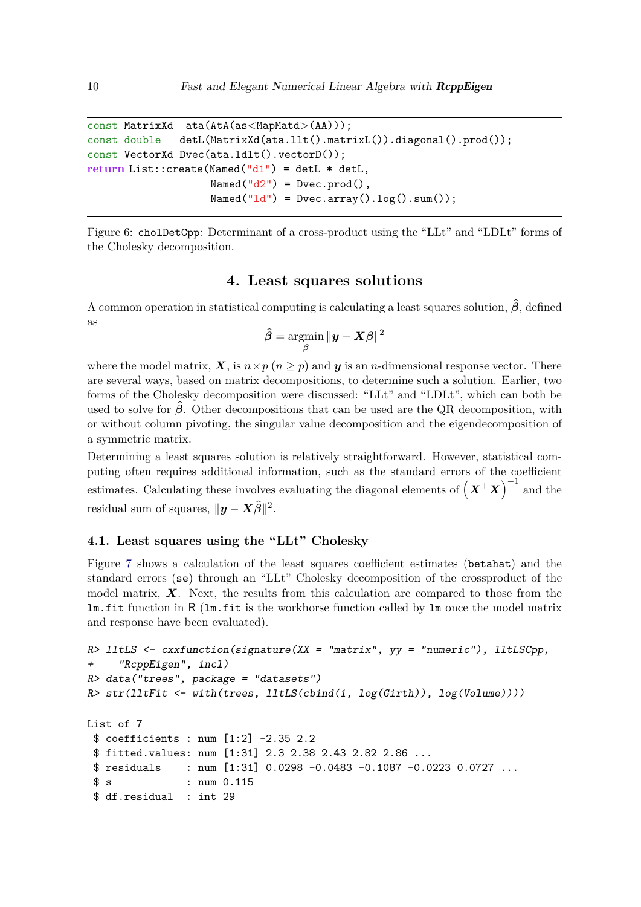```
const MatrixXd  ata(AtA(as<MapMatd>(AA)));
const double   detL(MatrixXd(ata.llt().matrixL()).diagonal().prod());
const VectorXd Dvec(ata.ldlt().vectorD());
return List::create(Named("d1") = detL * detL,
                    Named("d2") = Dvec.prod(),
                    Named("ld") = Dvec.array().log().sum());
```

Figure 6: `cholDetCpp`: Determinant of a cross-product using the "LLt" and "LDLt" forms of the Cholesky decomposition.

## 4. Least squares solutions

A common operation in statistical computing is calculating a least squares solution, $\widehat{\boldsymbol{\beta}}$, defined as

$$\widehat{\boldsymbol{\beta}} = \underset{\boldsymbol{\beta}}{\arg\min} \|\boldsymbol{y} - \boldsymbol{X}\boldsymbol{\beta}\|^2$$

where the model matrix, $\boldsymbol{X}$, is $n \times p$ ($n \geq p$) and $\boldsymbol{y}$ is an $n$-dimensional response vector. There are several ways, based on matrix decompositions, to determine such a solution. Earlier, two forms of the Cholesky decomposition were discussed: "LLt" and "LDLt", which can both be used to solve for $\widehat{\boldsymbol{\beta}}$. Other decompositions that can be used are the QR decomposition, with or without column pivoting, the singular value decomposition and the eigendecomposition of a symmetric matrix.

Determining a least squares solution is relatively straightforward. However, statistical computing often requires additional information, such as the standard errors of the coefficient estimates. Calculating these involves evaluating the diagonal elements of $\left(\boldsymbol{X}^\top \boldsymbol{X}\right)^{-1}$ and the residual sum of squares, $\|\boldsymbol{y} - \boldsymbol{X}\widehat{\boldsymbol{\beta}}\|^2$.

### 4.1. Least squares using the "LLt" Cholesky

Figure 7 shows a calculation of the least squares coefficient estimates (`betahat`) and the standard errors (`se`) through an "LLt" Cholesky decomposition of the crossproduct of the model matrix, $\boldsymbol{X}$. Next, the results from this calculation are compared to those from the `lm.fit` function in R (`lm.fit` is the workhorse function called by `lm` once the model matrix and response have been evaluated).

```
R> lltLS <- cxxfunction(signature(XX = "matrix", yy = "numeric"), lltLSCpp,
+    "RcppEigen", incl)
R> data("trees", package = "datasets")
R> str(lltFit <- with(trees, lltLS(cbind(1, log(Girth)), log(Volume))))

List of 7
 $ coefficients : num [1:2] -2.35 2.2
 $ fitted.values: num [1:31] 2.3 2.38 2.43 2.82 2.86 ...
 $ residuals    : num [1:31] 0.0298 -0.0483 -0.1087 -0.0223 0.0727 ...
 $ s            : num 0.115
 $ df.residual  : int 29
```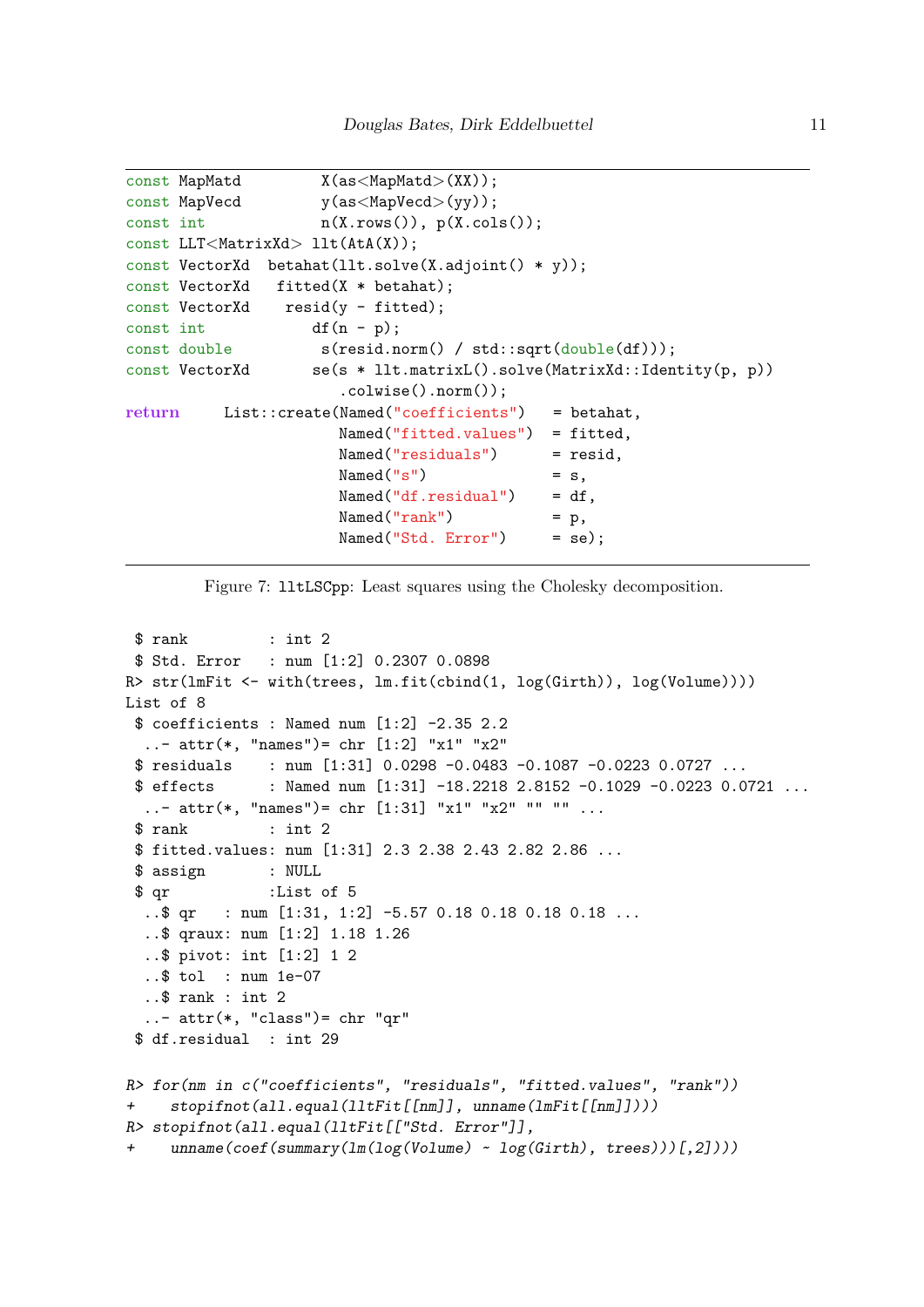```
const MapMatd         X(as<MapMatd>(XX));
const MapVecd         y(as<MapVecd>(yy));
const int             n(X.rows()), p(X.cols());
const LLT<MatrixXd> llt(AtA(X));
const VectorXd  betahat(llt.solve(X.adjoint() * y));
const VectorXd   fitted(X * betahat);
const VectorXd    resid(y - fitted);
const int            df(n - p);
const double          s(resid.norm() / std::sqrt(double(df)));
const VectorXd       se(s * llt.matrixL().solve(MatrixXd::Identity(p, p))
                          .colwise().norm());
return     List::create(Named("coefficients")   = betahat,
                        Named("fitted.values")  = fitted,
                        Named("residuals")      = resid,
                        Named("s")              = s,
                        Named("df.residual")    = df,
                        Named("rank")           = p,
                        Named("Std. Error")     = se);
```

Figure 7: `lltLSCpp`: Least squares using the Cholesky decomposition.

```
 $ rank         : int 2
 $ Std. Error   : num [1:2] 0.2307 0.0898
R> str(lmFit <- with(trees, lm.fit(cbind(1, log(Girth)), log(Volume))))
List of 8
 $ coefficients : Named num [1:2] -2.35 2.2
  ..- attr(*, "names")= chr [1:2] "x1" "x2"
 $ residuals    : num [1:31] 0.0298 -0.0483 -0.1087 -0.0223 0.0727 ...
 $ effects      : Named num [1:31] -18.2218 2.8152 -0.1029 -0.0223 0.0721 ...
  ..- attr(*, "names")= chr [1:31] "x1" "x2" "" "" ...
 $ rank         : int 2
 $ fitted.values: num [1:31] 2.3 2.38 2.43 2.82 2.86 ...
 $ assign       : NULL
 $ qr           :List of 5
  ..$ qr   : num [1:31, 1:2] -5.57 0.18 0.18 0.18 0.18 ...
  ..$ qraux: num [1:2] 1.18 1.26
  ..$ pivot: int [1:2] 1 2
  ..$ tol  : num 1e-07
  ..$ rank : int 2
  ..- attr(*, "class")= chr "qr"
 $ df.residual  : int 29

R> for(nm in c("coefficients", "residuals", "fitted.values", "rank"))
+    stopifnot(all.equal(lltFit[[nm]], unname(lmFit[[nm]])))
R> stopifnot(all.equal(lltFit[["Std. Error"]],
+    unname(coef(summary(lm(log(Volume) ~ log(Girth), trees)))[,2])))
```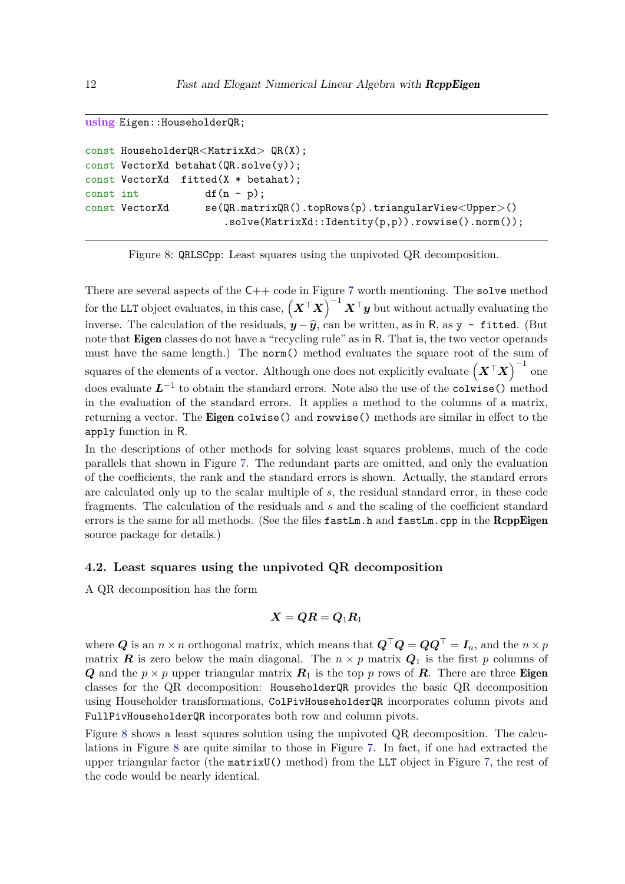```
using Eigen::HouseholderQR;

const HouseholderQR<MatrixXd> QR(X);
const VectorXd betahat(QR.solve(y));
const VectorXd  fitted(X * betahat);
const int           df(n - p);
const VectorXd      se(QR.matrixQR().topRows(p).triangularView<Upper>()
                       .solve(MatrixXd::Identity(p,p)).rowwise().norm());
```

Figure 8: `QRLSCpp`: Least squares using the unpivoted QR decomposition.

There are several aspects of the C++ code in Figure 7 worth mentioning. The `solve` method for the `LLT` object evaluates, in this case, $\left(\boldsymbol{X}^\top\boldsymbol{X}\right)^{-1}\boldsymbol{X}^\top\boldsymbol{y}$ but without actually evaluating the inverse. The calculation of the residuals, $\boldsymbol{y}-\widehat{\boldsymbol{y}}$, can be written, as in R, as `y - fitted`. (But note that **Eigen** classes do not have a "recycling rule" as in R. That is, the two vector operands must have the same length.) The `norm()` method evaluates the square root of the sum of squares of the elements of a vector. Although one does not explicitly evaluate $\left(\boldsymbol{X}^\top\boldsymbol{X}\right)^{-1}$ one does evaluate $\boldsymbol{L}^{-1}$ to obtain the standard errors. Note also the use of the `colwise()` method in the evaluation of the standard errors. It applies a method to the columns of a matrix, returning a vector. The **Eigen** `colwise()` and `rowwise()` methods are similar in effect to the `apply` function in R.

In the descriptions of other methods for solving least squares problems, much of the code parallels that shown in Figure 7. The redundant parts are omitted, and only the evaluation of the coefficients, the rank and the standard errors is shown. Actually, the standard errors are calculated only up to the scalar multiple of $s$, the residual standard error, in these code fragments. The calculation of the residuals and $s$ and the scaling of the coefficient standard errors is the same for all methods. (See the files `fastLm.h` and `fastLm.cpp` in the **RcppEigen** source package for details.)

### 4.2. Least squares using the unpivoted QR decomposition

A QR decomposition has the form

$$\boldsymbol{X} = \boldsymbol{Q}\boldsymbol{R} = \boldsymbol{Q}_1\boldsymbol{R}_1$$

where $\boldsymbol{Q}$ is an $n\times n$ orthogonal matrix, which means that $\boldsymbol{Q}^\top\boldsymbol{Q} = \boldsymbol{Q}\boldsymbol{Q}^\top = \boldsymbol{I}_n$, and the $n\times p$ matrix $\boldsymbol{R}$ is zero below the main diagonal. The $n\times p$ matrix $\boldsymbol{Q}_1$ is the first $p$ columns of $\boldsymbol{Q}$ and the $p\times p$ upper triangular matrix $\boldsymbol{R}_1$ is the top $p$ rows of $\boldsymbol{R}$. There are three **Eigen** classes for the QR decomposition: `HouseholderQR` provides the basic QR decomposition using Householder transformations, `ColPivHouseholderQR` incorporates column pivots and `FullPivHouseholderQR` incorporates both row and column pivots.

Figure 8 shows a least squares solution using the unpivoted QR decomposition. The calculations in Figure 8 are quite similar to those in Figure 7. In fact, if one had extracted the upper triangular factor (the `matrixU()` method) from the `LLT` object in Figure 7, the rest of the code would be nearly identical.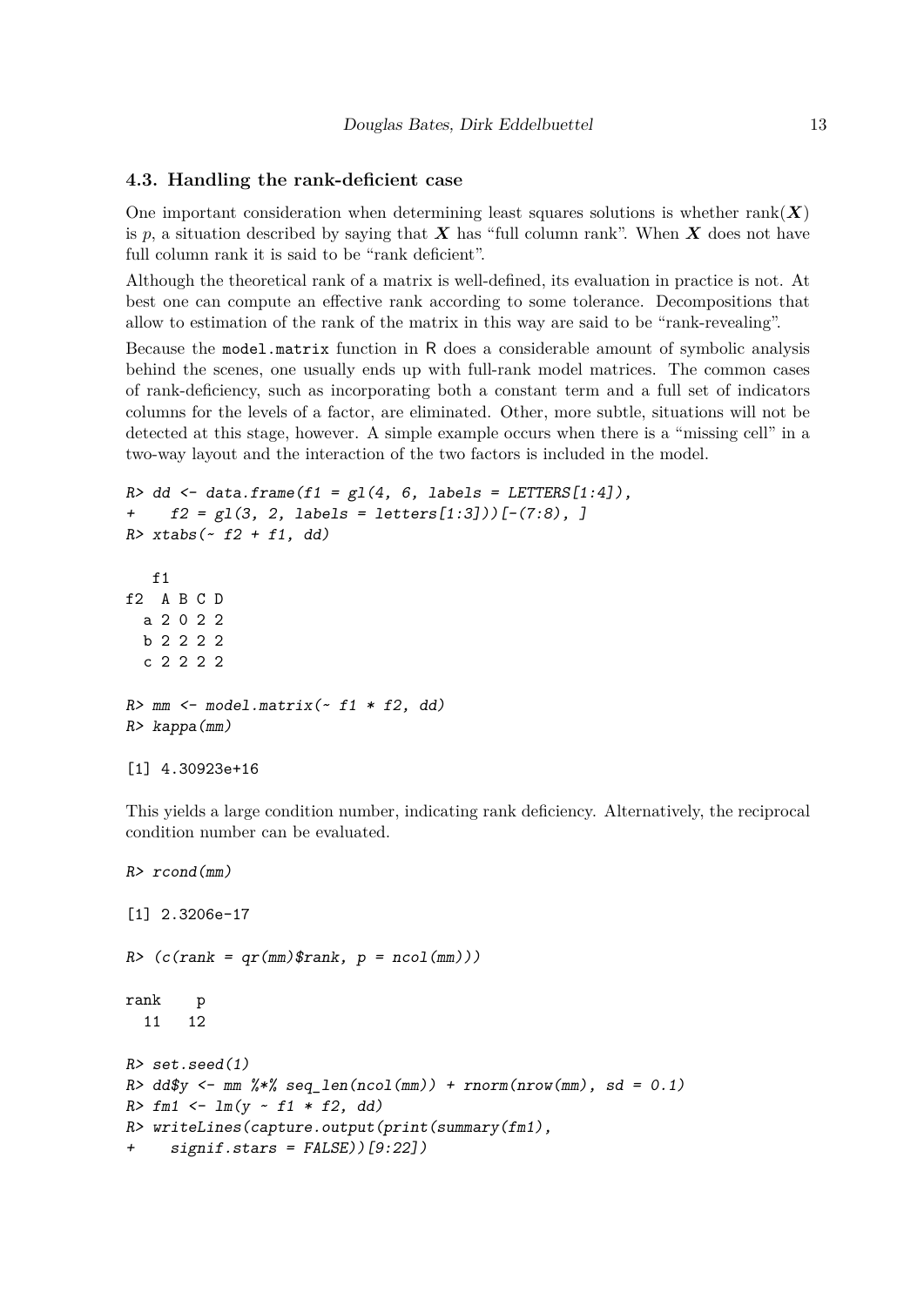### 4.3. Handling the rank-deficient case

One important consideration when determining least squares solutions is whether $\text{rank}(\boldsymbol{X})$ is $p$, a situation described by saying that $\boldsymbol{X}$ has "full column rank". When $\boldsymbol{X}$ does not have full column rank it is said to be "rank deficient".

Although the theoretical rank of a matrix is well-defined, its evaluation in practice is not. At best one can compute an effective rank according to some tolerance. Decompositions that allow to estimation of the rank of the matrix in this way are said to be "rank-revealing".

Because the `model.matrix` function in R does a considerable amount of symbolic analysis behind the scenes, one usually ends up with full-rank model matrices. The common cases of rank-deficiency, such as incorporating both a constant term and a full set of indicators columns for the levels of a factor, are eliminated. Other, more subtle, situations will not be detected at this stage, however. A simple example occurs when there is a "missing cell" in a two-way layout and the interaction of the two factors is included in the model.

```
R> dd <- data.frame(f1 = gl(4, 6, labels = LETTERS[1:4]),
+    f2 = gl(3, 2, labels = letters[1:3]))[-(7:8), ]
R> xtabs(~ f2 + f1, dd)

   f1
f2  A B C D
  a 2 0 2 2
  b 2 2 2 2
  c 2 2 2 2

R> mm <- model.matrix(~ f1 * f2, dd)
R> kappa(mm)

[1] 4.30923e+16
```

This yields a large condition number, indicating rank deficiency. Alternatively, the reciprocal condition number can be evaluated.

```
R> rcond(mm)

[1] 2.3206e-17

R> (c(rank = qr(mm)$rank, p = ncol(mm)))

rank    p
  11   12

R> set.seed(1)
R> dd$y <- mm %*% seq_len(ncol(mm)) + rnorm(nrow(mm), sd = 0.1)
R> fm1 <- lm(y ~ f1 * f2, dd)
R> writeLines(capture.output(print(summary(fm1),
+    signif.stars = FALSE))[9:22])
```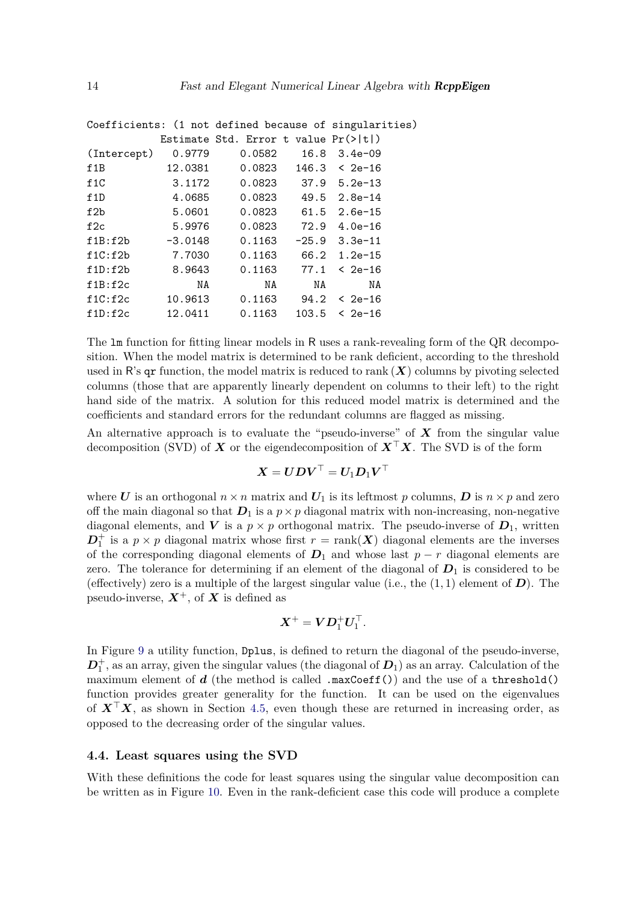```
Coefficients: (1 not defined because of singularities)
            Estimate Std. Error t value Pr(>|t|)
(Intercept)   0.9779     0.0582    16.8  3.4e-09
f1B          12.0381     0.0823   146.3  < 2e-16
f1C           3.1172     0.0823    37.9  5.2e-13
f1D           4.0685     0.0823    49.5  2.8e-14
f2b           5.0601     0.0823    61.5  2.6e-15
f2c           5.9976     0.0823    72.9  4.0e-16
f1B:f2b      -3.0148     0.1163   -25.9  3.3e-11
f1C:f2b       7.7030     0.1163    66.2  1.2e-15
f1D:f2b       8.9643     0.1163    77.1  < 2e-16
f1B:f2c           NA         NA      NA       NA
f1C:f2c      10.9613     0.1163    94.2  < 2e-16
f1D:f2c      12.0411     0.1163   103.5  < 2e-16
```

The `lm` function for fitting linear models in R uses a rank-revealing form of the QR decomposition. When the model matrix is determined to be rank deficient, according to the threshold used in R's `qr` function, the model matrix is reduced to $\text{rank}(\boldsymbol{X})$ columns by pivoting selected columns (those that are apparently linearly dependent on columns to their left) to the right hand side of the matrix. A solution for this reduced model matrix is determined and the coefficients and standard errors for the redundant columns are flagged as missing.

An alternative approach is to evaluate the "pseudo-inverse" of $\boldsymbol{X}$ from the singular value decomposition (SVD) of $\boldsymbol{X}$ or the eigendecomposition of $\boldsymbol{X}^\top\boldsymbol{X}$. The SVD is of the form

$$\boldsymbol{X} = \boldsymbol{U}\boldsymbol{D}\boldsymbol{V}^\top = \boldsymbol{U}_1\boldsymbol{D}_1\boldsymbol{V}^\top$$

where $\boldsymbol{U}$ is an orthogonal $n \times n$ matrix and $\boldsymbol{U}_1$ is its leftmost $p$ columns, $\boldsymbol{D}$ is $n \times p$ and zero off the main diagonal so that $\boldsymbol{D}_1$ is a $p \times p$ diagonal matrix with non-increasing, non-negative diagonal elements, and $\boldsymbol{V}$ is a $p \times p$ orthogonal matrix. The pseudo-inverse of $\boldsymbol{D}_1$, written $\boldsymbol{D}_1^+$ is a $p \times p$ diagonal matrix whose first $r = \text{rank}(\boldsymbol{X})$ diagonal elements are the inverses of the corresponding diagonal elements of $\boldsymbol{D}_1$ and whose last $p - r$ diagonal elements are zero. The tolerance for determining if an element of the diagonal of $\boldsymbol{D}_1$ is considered to be (effectively) zero is a multiple of the largest singular value (i.e., the $(1,1)$ element of $\boldsymbol{D}$). The pseudo-inverse, $\boldsymbol{X}^+$, of $\boldsymbol{X}$ is defined as

$$\boldsymbol{X}^+ = \boldsymbol{V}\boldsymbol{D}_1^+\boldsymbol{U}_1^\top.$$

In Figure 9 a utility function, `Dplus`, is defined to return the diagonal of the pseudo-inverse, $\boldsymbol{D}_1^+$, as an array, given the singular values (the diagonal of $\boldsymbol{D}_1$) as an array. Calculation of the maximum element of $\boldsymbol{d}$ (the method is called `.maxCoeff()`) and the use of a `threshold()` function provides greater generality for the function. It can be used on the eigenvalues of $\boldsymbol{X}^\top\boldsymbol{X}$, as shown in Section 4.5, even though these are returned in increasing order, as opposed to the decreasing order of the singular values.

### 4.4. Least squares using the SVD

With these definitions the code for least squares using the singular value decomposition can be written as in Figure 10. Even in the rank-deficient case this code will produce a complete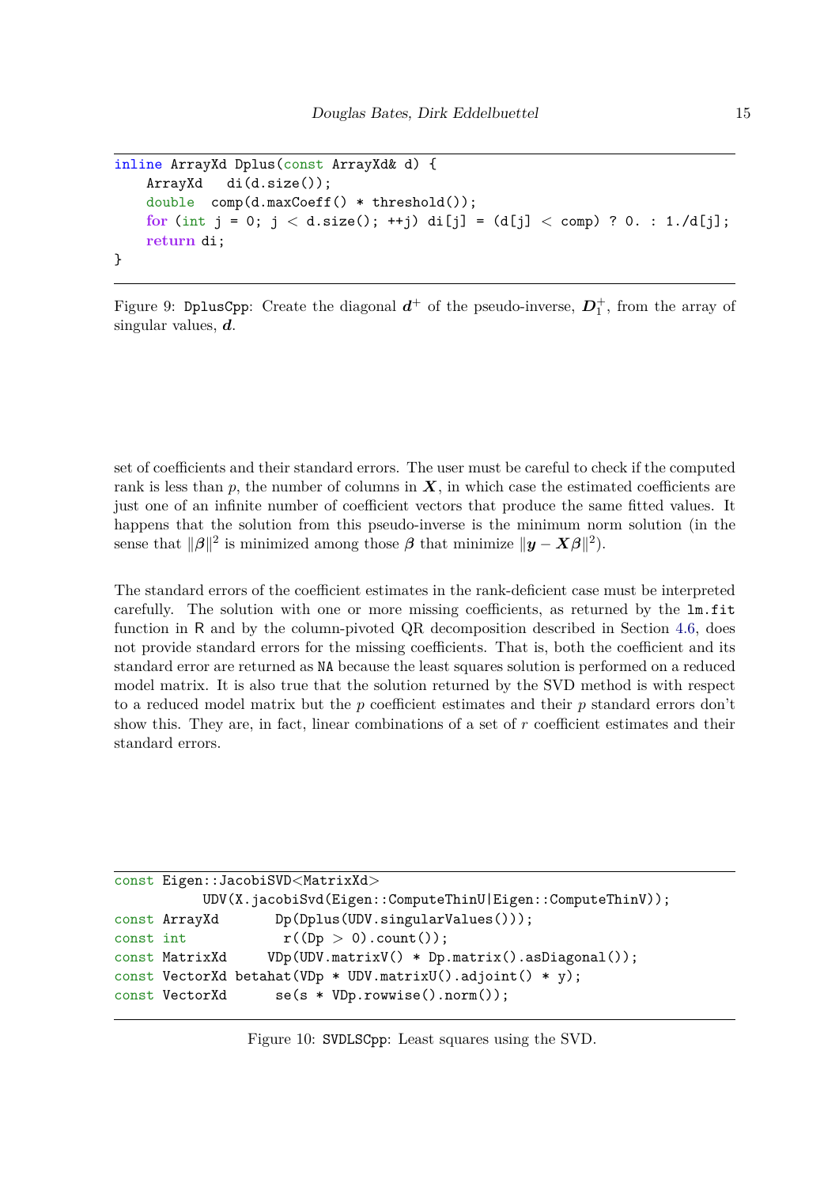```
inline ArrayXd Dplus(const ArrayXd& d) {
    ArrayXd   di(d.size());
    double  comp(d.maxCoeff() * threshold());
    for (int j = 0; j < d.size(); ++j) di[j] = (d[j] < comp) ? 0. : 1./d[j];
    return di;
}
```

Figure 9: DplusCpp: Create the diagonal $\boldsymbol{d}^+$ of the pseudo-inverse, $\boldsymbol{D}_1^+$, from the array of singular values, $\boldsymbol{d}$.

set of coefficients and their standard errors. The user must be careful to check if the computed rank is less than $p$, the number of columns in $\boldsymbol{X}$, in which case the estimated coefficients are just one of an infinite number of coefficient vectors that produce the same fitted values. It happens that the solution from this pseudo-inverse is the minimum norm solution (in the sense that $\|\boldsymbol{\beta}\|^2$ is minimized among those $\boldsymbol{\beta}$ that minimize $\|\boldsymbol{y} - \boldsymbol{X}\boldsymbol{\beta}\|^2$).

The standard errors of the coefficient estimates in the rank-deficient case must be interpreted carefully. The solution with one or more missing coefficients, as returned by the lm.fit function in R and by the column-pivoted QR decomposition described in Section 4.6, does not provide standard errors for the missing coefficients. That is, both the coefficient and its standard error are returned as NA because the least squares solution is performed on a reduced model matrix. It is also true that the solution returned by the SVD method is with respect to a reduced model matrix but the $p$ coefficient estimates and their $p$ standard errors don't show this. They are, in fact, linear combinations of a set of $r$ coefficient estimates and their standard errors.

```
const Eigen::JacobiSVD<MatrixXd>
          UDV(X.jacobiSvd(Eigen::ComputeThinU|Eigen::ComputeThinV));
const ArrayXd        Dp(Dplus(UDV.singularValues()));
const int             r((Dp > 0).count());
const MatrixXd      VDp(UDV.matrixV() * Dp.matrix().asDiagonal());
const VectorXd betahat(VDp * UDV.matrixU().adjoint() * y);
const VectorXd       se(s * VDp.rowwise().norm());
```

Figure 10: SVDLSCpp: Least squares using the SVD.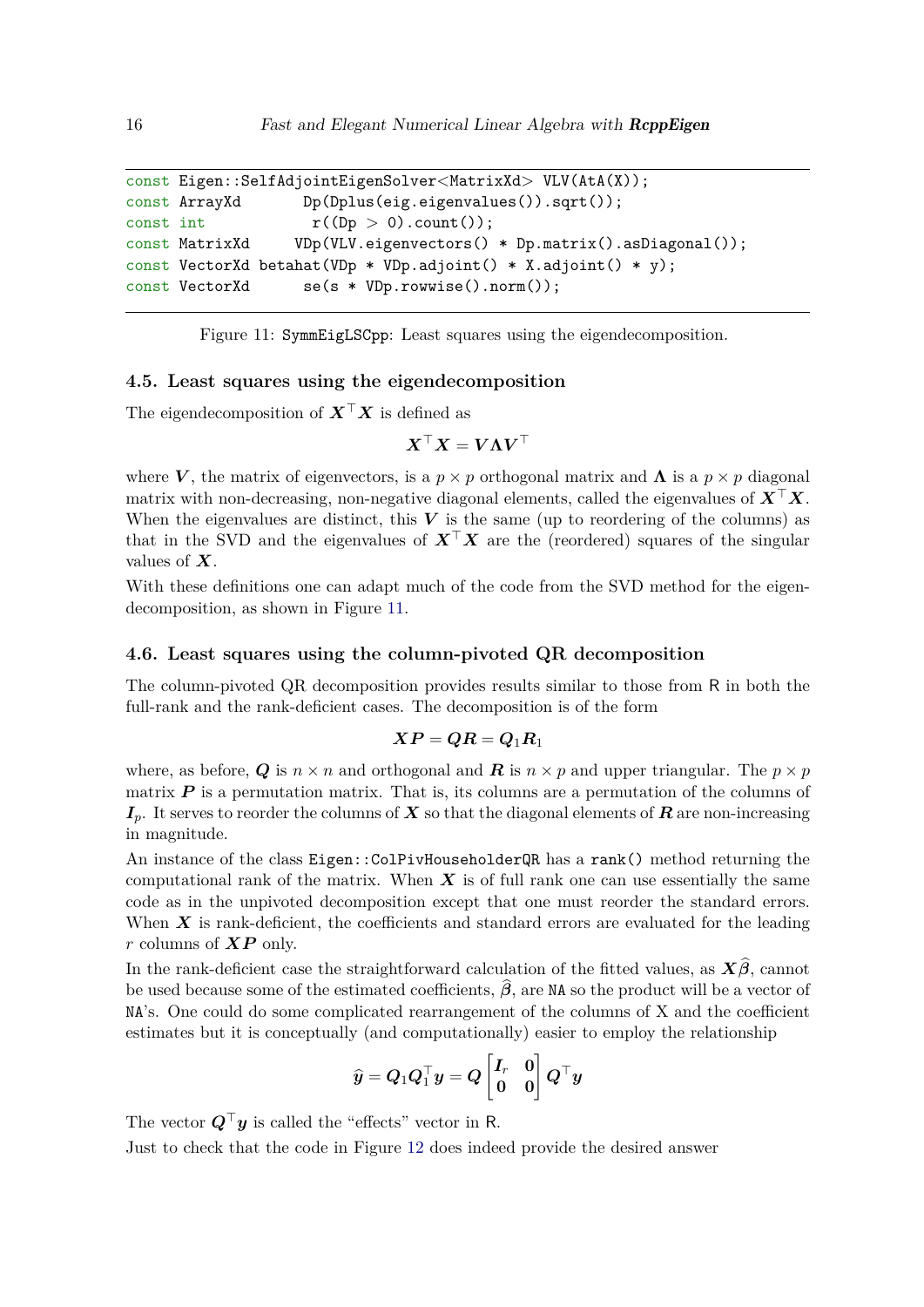```
const Eigen::SelfAdjointEigenSolver<MatrixXd> VLV(AtA(X));
const ArrayXd       Dp(Dplus(eig.eigenvalues()).sqrt());
const int            r((Dp > 0).count());
const MatrixXd     VDp(VLV.eigenvectors() * Dp.matrix().asDiagonal());
const VectorXd betahat(VDp * VDp.adjoint() * X.adjoint() * y);
const VectorXd      se(s * VDp.rowwise().norm());
```

Figure 11: SymmEigLSCpp: Least squares using the eigendecomposition.

### 4.5. Least squares using the eigendecomposition

The eigendecomposition of $\boldsymbol{X}^\top \boldsymbol{X}$ is defined as

$$\boldsymbol{X}^\top \boldsymbol{X} = \boldsymbol{V}\boldsymbol{\Lambda}\boldsymbol{V}^\top$$

where $\boldsymbol{V}$, the matrix of eigenvectors, is a $p \times p$ orthogonal matrix and $\boldsymbol{\Lambda}$ is a $p \times p$ diagonal matrix with non-decreasing, non-negative diagonal elements, called the eigenvalues of $\boldsymbol{X}^\top \boldsymbol{X}$. When the eigenvalues are distinct, this $\boldsymbol{V}$ is the same (up to reordering of the columns) as that in the SVD and the eigenvalues of $\boldsymbol{X}^\top \boldsymbol{X}$ are the (reordered) squares of the singular values of $\boldsymbol{X}$.

With these definitions one can adapt much of the code from the SVD method for the eigendecomposition, as shown in Figure 11.

### 4.6. Least squares using the column-pivoted QR decomposition

The column-pivoted QR decomposition provides results similar to those from R in both the full-rank and the rank-deficient cases. The decomposition is of the form

$$\boldsymbol{X}\boldsymbol{P} = \boldsymbol{Q}\boldsymbol{R} = \boldsymbol{Q}_1\boldsymbol{R}_1$$

where, as before, $\boldsymbol{Q}$ is $n \times n$ and orthogonal and $\boldsymbol{R}$ is $n \times p$ and upper triangular. The $p \times p$ matrix $\boldsymbol{P}$ is a permutation matrix. That is, its columns are a permutation of the columns of $\boldsymbol{I}_p$. It serves to reorder the columns of $\boldsymbol{X}$ so that the diagonal elements of $\boldsymbol{R}$ are non-increasing in magnitude.

An instance of the class `Eigen::ColPivHouseholderQR` has a `rank()` method returning the computational rank of the matrix. When $\boldsymbol{X}$ is of full rank one can use essentially the same code as in the unpivoted decomposition except that one must reorder the standard errors. When $\boldsymbol{X}$ is rank-deficient, the coefficients and standard errors are evaluated for the leading $r$ columns of $\boldsymbol{X}\boldsymbol{P}$ only.

In the rank-deficient case the straightforward calculation of the fitted values, as $\boldsymbol{X}\widehat{\boldsymbol{\beta}}$, cannot be used because some of the estimated coefficients, $\widehat{\boldsymbol{\beta}}$, are `NA` so the product will be a vector of `NA`'s. One could do some complicated rearrangement of the columns of X and the coefficient estimates but it is conceptually (and computationally) easier to employ the relationship

$$\widehat{\boldsymbol{y}} = \boldsymbol{Q}_1\boldsymbol{Q}_1^\top \boldsymbol{y} = \boldsymbol{Q}\begin{bmatrix} \boldsymbol{I}_r & \boldsymbol{0} \\ \boldsymbol{0} & \boldsymbol{0} \end{bmatrix}\boldsymbol{Q}^\top \boldsymbol{y}$$

The vector $\boldsymbol{Q}^\top \boldsymbol{y}$ is called the "effects" vector in R.

Just to check that the code in Figure 12 does indeed provide the desired answer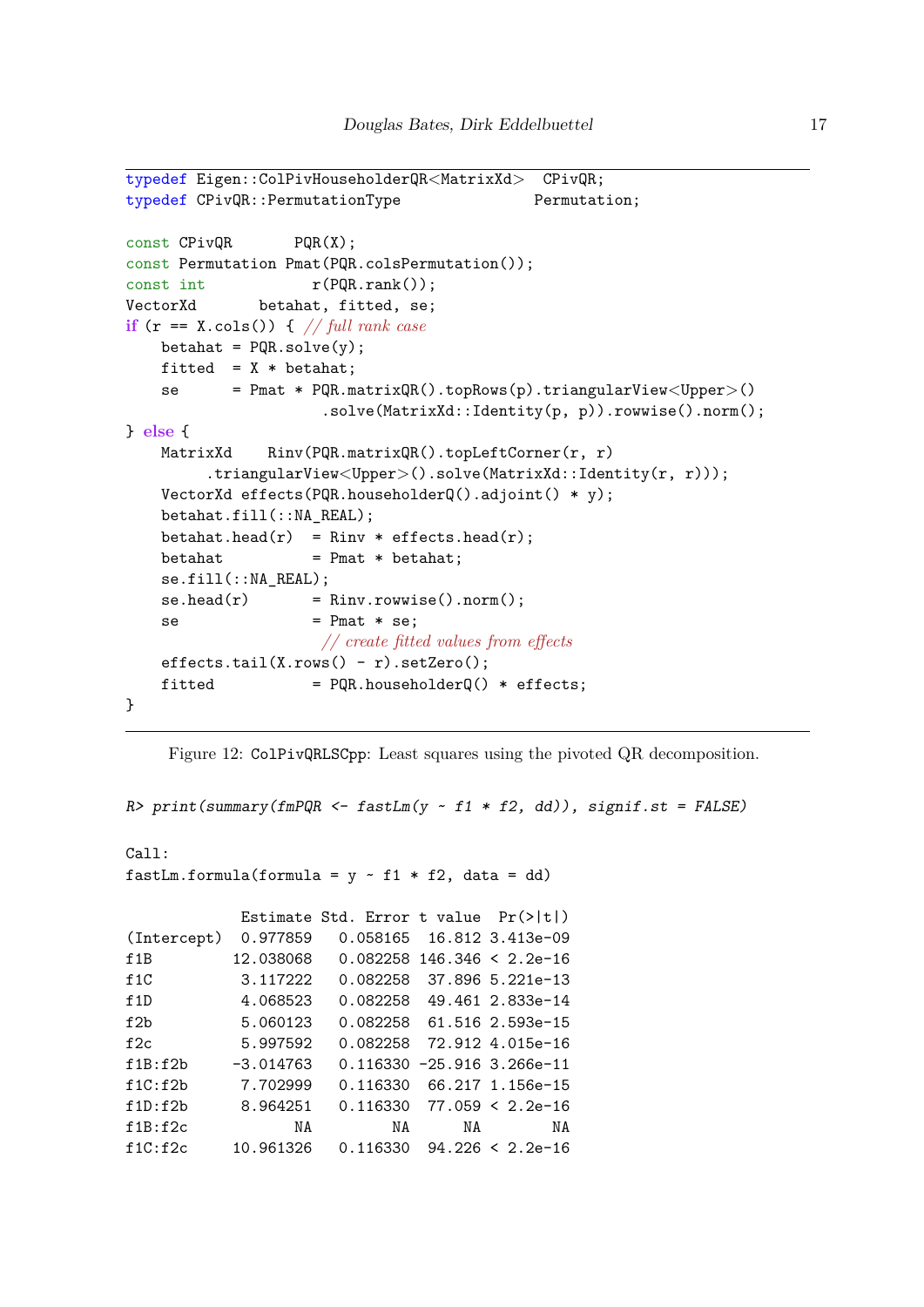```
typedef Eigen::ColPivHouseholderQR<MatrixXd>  CPivQR;
typedef CPivQR::PermutationType               Permutation;

const CPivQR       PQR(X);
const Permutation Pmat(PQR.colsPermutation());
const int            r(PQR.rank());
VectorXd       betahat, fitted, se;
if (r == X.cols()) { // full rank case
    betahat = PQR.solve(y);
    fitted  = X * betahat;
    se      = Pmat * PQR.matrixQR().topRows(p).triangularView<Upper>()
                  .solve(MatrixXd::Identity(p, p)).rowwise().norm();
} else {
    MatrixXd    Rinv(PQR.matrixQR().topLeftCorner(r, r)
         .triangularView<Upper>().solve(MatrixXd::Identity(r, r)));
    VectorXd effects(PQR.householderQ().adjoint() * y);
    betahat.fill(::NA_REAL);
    betahat.head(r)  = Rinv * effects.head(r);
    betahat          = Pmat * betahat;
    se.fill(::NA_REAL);
    se.head(r)       = Rinv.rowwise().norm();
    se               = Pmat * se;
                     // create fitted values from effects
    effects.tail(X.rows() - r).setZero();
    fitted           = PQR.householderQ() * effects;
}
```

Figure 12: `ColPivQRLSCpp`: Least squares using the pivoted QR decomposition.

```
R> print(summary(fmPQR <- fastLm(y ~ f1 * f2, dd)), signif.st = FALSE)

Call:
fastLm.formula(formula = y ~ f1 * f2, data = dd)

             Estimate Std. Error t value  Pr(>|t|)
(Intercept)  0.977859   0.058165  16.812 3.413e-09
f1B         12.038068   0.082258 146.346 < 2.2e-16
f1C          3.117222   0.082258  37.896 5.221e-13
f1D          4.068523   0.082258  49.461 2.833e-14
f2b          5.060123   0.082258  61.516 2.593e-15
f2c          5.997592   0.082258  72.912 4.015e-16
f1B:f2b     -3.014763   0.116330 -25.916 3.266e-11
f1C:f2b      7.702999   0.116330  66.217 1.156e-15
f1D:f2b      8.964251   0.116330  77.059 < 2.2e-16
f1B:f2c            NA         NA      NA        NA
f1C:f2c     10.961326   0.116330  94.226 < 2.2e-16
```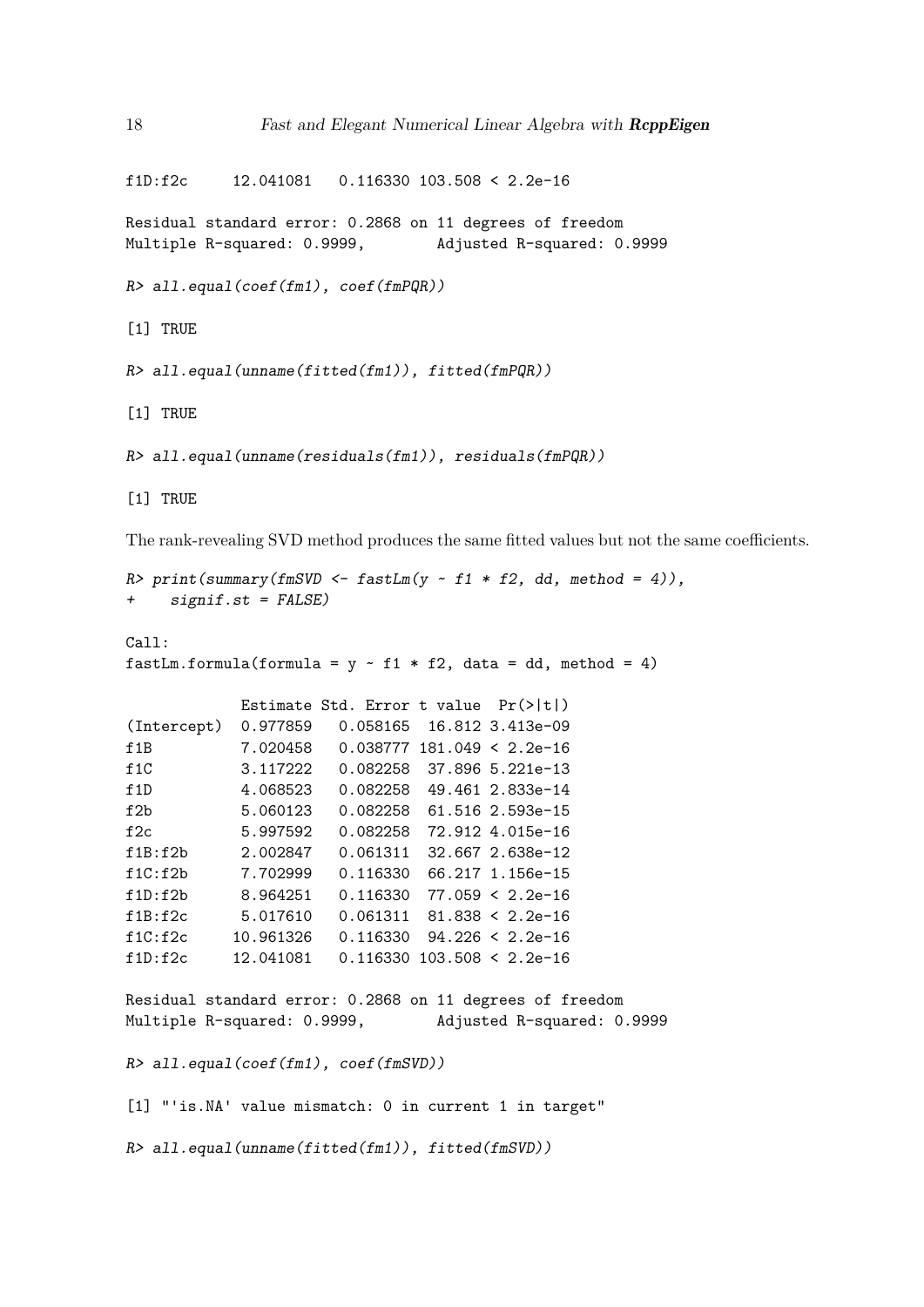```
f1D:f2c     12.041081   0.116330 103.508 < 2.2e-16

Residual standard error: 0.2868 on 11 degrees of freedom
Multiple R-squared: 0.9999,        Adjusted R-squared: 0.9999
```

```
R> all.equal(coef(fm1), coef(fmPQR))

[1] TRUE

R> all.equal(unname(fitted(fm1)), fitted(fmPQR))

[1] TRUE

R> all.equal(unname(residuals(fm1)), residuals(fmPQR))

[1] TRUE
```

The rank-revealing SVD method produces the same fitted values but not the same coefficients.

```
R> print(summary(fmSVD <- fastLm(y ~ f1 * f2, dd, method = 4)),
+     signif.st = FALSE)

Call:
fastLm.formula(formula = y ~ f1 * f2, data = dd, method = 4)

             Estimate Std. Error t value  Pr(>|t|)
(Intercept)  0.977859   0.058165  16.812 3.413e-09
f1B          7.020458   0.038777 181.049 < 2.2e-16
f1C          3.117222   0.082258  37.896 5.221e-13
f1D          4.068523   0.082258  49.461 2.833e-14
f2b          5.060123   0.082258  61.516 2.593e-15
f2c          5.997592   0.082258  72.912 4.015e-16
f1B:f2b      2.002847   0.061311  32.667 2.638e-12
f1C:f2b      7.702999   0.116330  66.217 1.156e-15
f1D:f2b      8.964251   0.116330  77.059 < 2.2e-16
f1B:f2c      5.017610   0.061311  81.838 < 2.2e-16
f1C:f2c     10.961326   0.116330  94.226 < 2.2e-16
f1D:f2c     12.041081   0.116330 103.508 < 2.2e-16

Residual standard error: 0.2868 on 11 degrees of freedom
Multiple R-squared: 0.9999,        Adjusted R-squared: 0.9999
```

```
R> all.equal(coef(fm1), coef(fmSVD))

[1] "'is.NA' value mismatch: 0 in current 1 in target"

R> all.equal(unname(fitted(fm1)), fitted(fmSVD))
```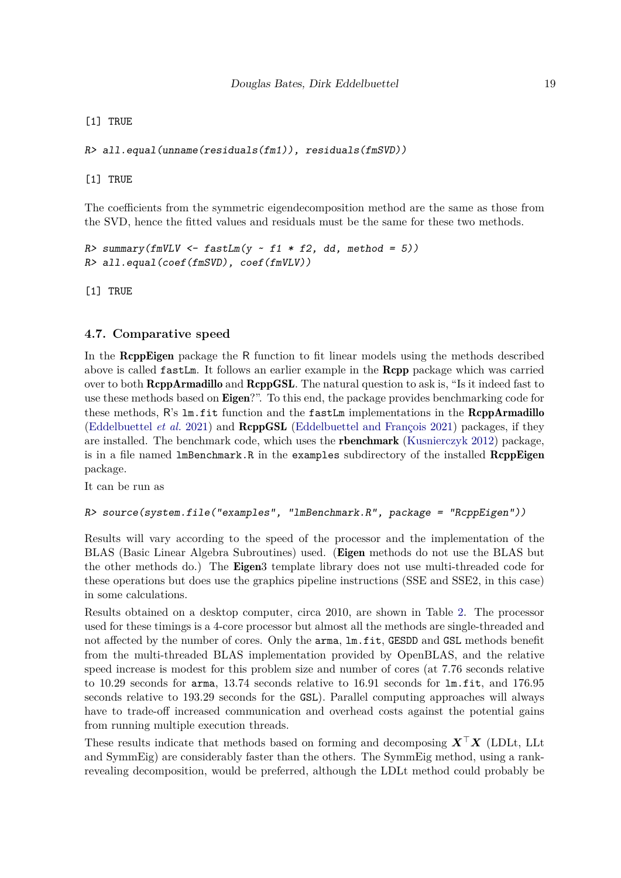```
[1] TRUE
```

```
R> all.equal(unname(residuals(fm1)), residuals(fmSVD))
```

```
[1] TRUE
```

The coefficients from the symmetric eigendecomposition method are the same as those from the SVD, hence the fitted values and residuals must be the same for these two methods.

```
R> summary(fmVLV <- fastLm(y ~ f1 * f2, dd, method = 5))
R> all.equal(coef(fmSVD), coef(fmVLV))
```

```
[1] TRUE
```

### 4.7. Comparative speed

In the **RcppEigen** package the R function to fit linear models using the methods described above is called `fastLm`. It follows an earlier example in the **Rcpp** package which was carried over to both **RcppArmadillo** and **RcppGSL**. The natural question to ask is, "Is it indeed fast to use these methods based on **Eigen**?". To this end, the package provides benchmarking code for these methods, R's `lm.fit` function and the `fastLm` implementations in the **RcppArmadillo** (Eddelbuettel *et al.* 2021) and **RcppGSL** (Eddelbuettel and François 2021) packages, if they are installed. The benchmark code, which uses the **rbenchmark** (Kusnierczyk 2012) package, is in a file named `lmBenchmark.R` in the `examples` subdirectory of the installed **RcppEigen** package.

It can be run as

```
R> source(system.file("examples", "lmBenchmark.R", package = "RcppEigen"))
```

Results will vary according to the speed of the processor and the implementation of the BLAS (Basic Linear Algebra Subroutines) used. (**Eigen** methods do not use the BLAS but the other methods do.) The **Eigen**3 template library does not use multi-threaded code for these operations but does use the graphics pipeline instructions (SSE and SSE2, in this case) in some calculations.

Results obtained on a desktop computer, circa 2010, are shown in Table 2. The processor used for these timings is a 4-core processor but almost all the methods are single-threaded and not affected by the number of cores. Only the `arma`, `lm.fit`, `GESDD` and `GSL` methods benefit from the multi-threaded BLAS implementation provided by OpenBLAS, and the relative speed increase is modest for this problem size and number of cores (at 7.76 seconds relative to 10.29 seconds for `arma`, 13.74 seconds relative to 16.91 seconds for `lm.fit`, and 176.95 seconds relative to 193.29 seconds for the `GSL`). Parallel computing approaches will always have to trade-off increased communication and overhead costs against the potential gains from running multiple execution threads.

These results indicate that methods based on forming and decomposing $\boldsymbol{X}^\top\boldsymbol{X}$ (LDLt, LLt and SymmEig) are considerably faster than the others. The SymmEig method, using a rank-revealing decomposition, would be preferred, although the LDLt method could probably be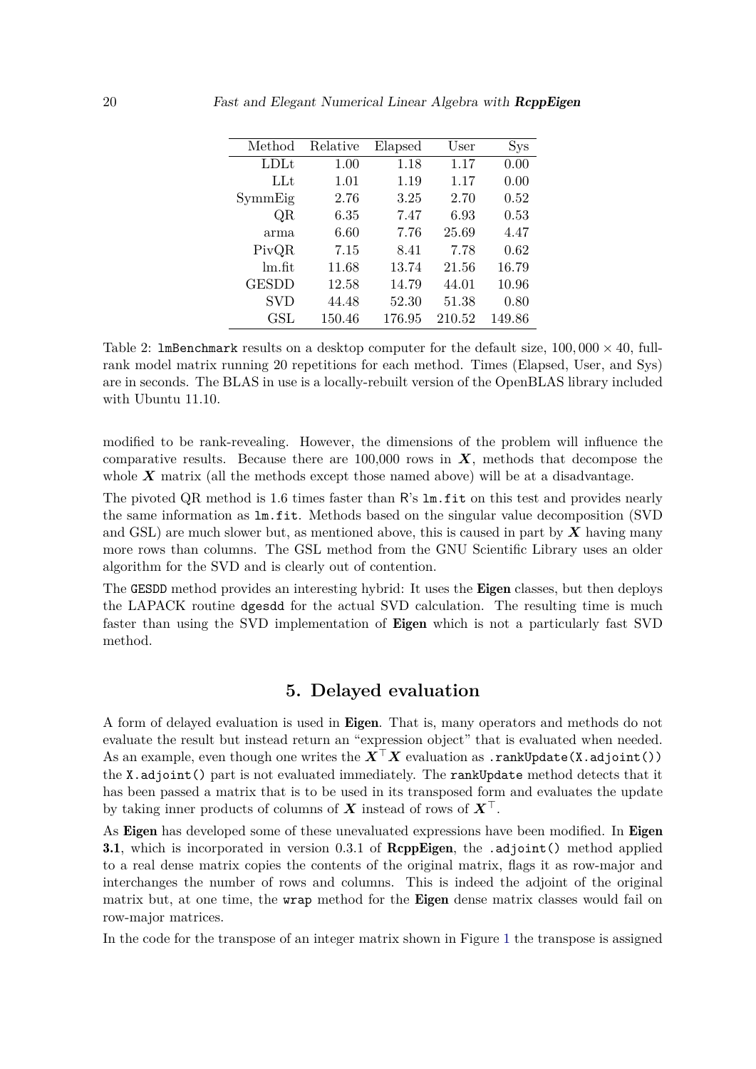| Method | Relative | Elapsed | User | Sys |
|---|---|---|---|---|
| LDLt | 1.00 | 1.18 | 1.17 | 0.00 |
| LLt | 1.01 | 1.19 | 1.17 | 0.00 |
| SymmEig | 2.76 | 3.25 | 2.70 | 0.52 |
| QR | 6.35 | 7.47 | 6.93 | 0.53 |
| arma | 6.60 | 7.76 | 25.69 | 4.47 |
| PivQR | 7.15 | 8.41 | 7.78 | 0.62 |
| lm.fit | 11.68 | 13.74 | 21.56 | 16.79 |
| GESDD | 12.58 | 14.79 | 44.01 | 10.96 |
| SVD | 44.48 | 52.30 | 51.38 | 0.80 |
| GSL | 150.46 | 176.95 | 210.52 | 149.86 |

Table 2: `lmBenchmark` results on a desktop computer for the default size, $100,000 \times 40$, full-rank model matrix running 20 repetitions for each method. Times (Elapsed, User, and Sys) are in seconds. The BLAS in use is a locally-rebuilt version of the OpenBLAS library included with Ubuntu 11.10.

modified to be rank-revealing. However, the dimensions of the problem will influence the comparative results. Because there are 100,000 rows in $\boldsymbol{X}$, methods that decompose the whole $\boldsymbol{X}$ matrix (all the methods except those named above) will be at a disadvantage.

The pivoted QR method is 1.6 times faster than R's `lm.fit` on this test and provides nearly the same information as `lm.fit`. Methods based on the singular value decomposition (SVD and GSL) are much slower but, as mentioned above, this is caused in part by $\boldsymbol{X}$ having many more rows than columns. The GSL method from the GNU Scientific Library uses an older algorithm for the SVD and is clearly out of contention.

The `GESDD` method provides an interesting hybrid: It uses the **Eigen** classes, but then deploys the LAPACK routine `dgesdd` for the actual SVD calculation. The resulting time is much faster than using the SVD implementation of **Eigen** which is not a particularly fast SVD method.

## 5. Delayed evaluation

A form of delayed evaluation is used in **Eigen**. That is, many operators and methods do not evaluate the result but instead return an "expression object" that is evaluated when needed. As an example, even though one writes the $\boldsymbol{X}^\top \boldsymbol{X}$ evaluation as `.rankUpdate(X.adjoint())` the `X.adjoint()` part is not evaluated immediately. The `rankUpdate` method detects that it has been passed a matrix that is to be used in its transposed form and evaluates the update by taking inner products of columns of $\boldsymbol{X}$ instead of rows of $\boldsymbol{X}^\top$.

As **Eigen** has developed some of these unevaluated expressions have been modified. In **Eigen 3.1**, which is incorporated in version 0.3.1 of **RcppEigen**, the `.adjoint()` method applied to a real dense matrix copies the contents of the original matrix, flags it as row-major and interchanges the number of rows and columns. This is indeed the adjoint of the original matrix but, at one time, the `wrap` method for the **Eigen** dense matrix classes would fail on row-major matrices.

In the code for the transpose of an integer matrix shown in Figure 1 the transpose is assigned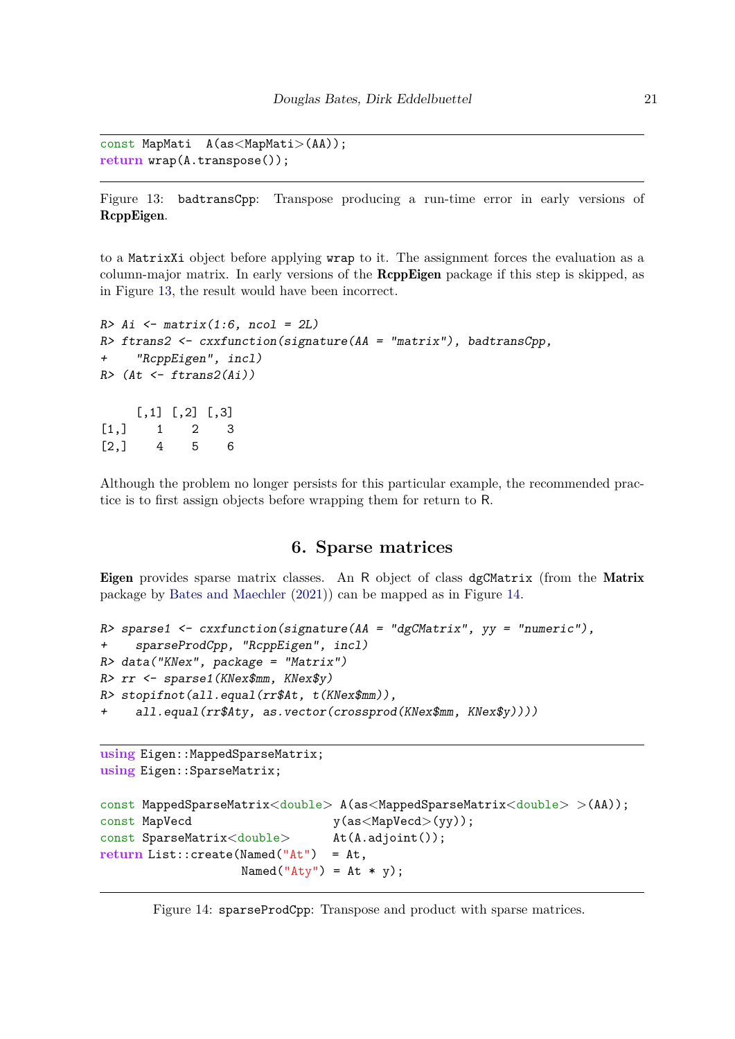```
const MapMati  A(as<MapMati>(AA));
return wrap(A.transpose());
```

Figure 13: `badtransCpp`: Transpose producing a run-time error in early versions of **RcppEigen**.

to a `MatrixXi` object before applying `wrap` to it. The assignment forces the evaluation as a column-major matrix. In early versions of the **RcppEigen** package if this step is skipped, as in Figure 13, the result would have been incorrect.

```
R> Ai <- matrix(1:6, ncol = 2L)
R> ftrans2 <- cxxfunction(signature(AA = "matrix"), badtransCpp,
+    "RcppEigen", incl)
R> (At <- ftrans2(Ai))

     [,1] [,2] [,3]
[1,]    1    2    3
[2,]    4    5    6
```

Although the problem no longer persists for this particular example, the recommended practice is to first assign objects before wrapping them for return to R.

## 6. Sparse matrices

**Eigen** provides sparse matrix classes. An R object of class `dgCMatrix` (from the **Matrix** package by Bates and Maechler (2021)) can be mapped as in Figure 14.

```
R> sparse1 <- cxxfunction(signature(AA = "dgCMatrix", yy = "numeric"),
+    sparseProdCpp, "RcppEigen", incl)
R> data("KNex", package = "Matrix")
R> rr <- sparse1(KNex$mm, KNex$y)
R> stopifnot(all.equal(rr$At, t(KNex$mm)),
+    all.equal(rr$Aty, as.vector(crossprod(KNex$mm, KNex$y))))
```

```
using Eigen::MappedSparseMatrix;
using Eigen::SparseMatrix;

const MappedSparseMatrix<double> A(as<MappedSparseMatrix<double> >(AA));
const MapVecd                    y(as<MapVecd>(yy));
const SparseMatrix<double>       At(A.adjoint());
return List::create(Named("At")  = At,
                    Named("Aty") = At * y);
```

Figure 14: `sparseProdCpp`: Transpose and product with sparse matrices.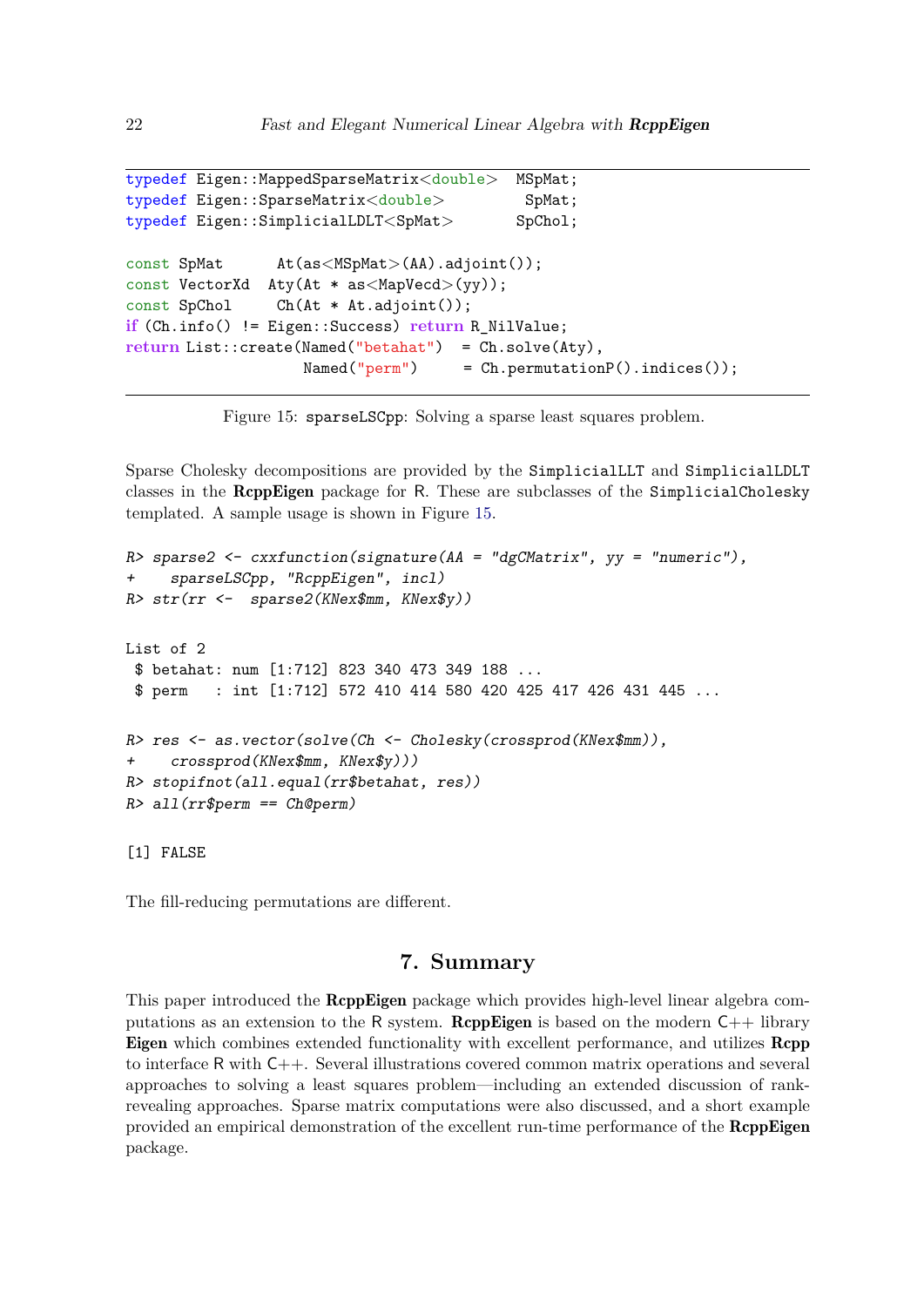```
typedef Eigen::MappedSparseMatrix<double>  MSpMat;
typedef Eigen::SparseMatrix<double>         SpMat;
typedef Eigen::SimplicialLDLT<SpMat>       SpChol;

const SpMat      At(as<MSpMat>(AA).adjoint());
const VectorXd  Aty(At * as<MapVecd>(yy));
const SpChol     Ch(At * At.adjoint());
if (Ch.info() != Eigen::Success) return R_NilValue;
return List::create(Named("betahat")  = Ch.solve(Aty),
                    Named("perm")     = Ch.permutationP().indices());
```

Figure 15: sparseLSCpp: Solving a sparse least squares problem.

Sparse Cholesky decompositions are provided by the `SimplicialLLT` and `SimplicialLDLT` classes in the **RcppEigen** package for R. These are subclasses of the `SimplicialCholesky` templated. A sample usage is shown in Figure 15.

```
R> sparse2 <- cxxfunction(signature(AA = "dgCMatrix", yy = "numeric"),
+    sparseLSCpp, "RcppEigen", incl)
R> str(rr <-  sparse2(KNex$mm, KNex$y))
```

```
List of 2
 $ betahat: num [1:712] 823 340 473 349 188 ...
 $ perm   : int [1:712] 572 410 414 580 420 425 417 426 431 445 ...
```

```
R> res <- as.vector(solve(Ch <- Cholesky(crossprod(KNex$mm)),
+    crossprod(KNex$mm, KNex$y)))
R> stopifnot(all.equal(rr$betahat, res))
R> all(rr$perm == Ch@perm)
```

```
[1] FALSE
```

The fill-reducing permutations are different.

## 7. Summary

This paper introduced the **RcppEigen** package which provides high-level linear algebra computations as an extension to the R system. **RcppEigen** is based on the modern C++ library **Eigen** which combines extended functionality with excellent performance, and utilizes **Rcpp** to interface R with C++. Several illustrations covered common matrix operations and several approaches to solving a least squares problem—including an extended discussion of rank-revealing approaches. Sparse matrix computations were also discussed, and a short example provided an empirical demonstration of the excellent run-time performance of the **RcppEigen** package.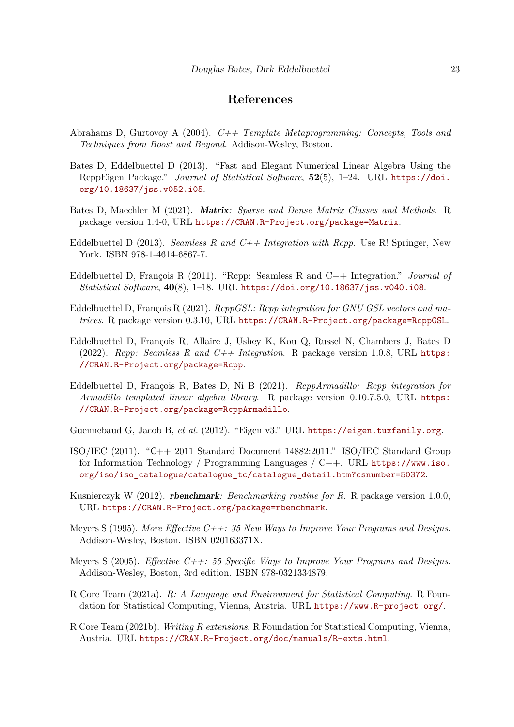# References

Abrahams D, Gurtovoy A (2004). *C++ Template Metaprogramming: Concepts, Tools and Techniques from Boost and Beyond*. Addison-Wesley, Boston.

Bates D, Eddelbuettel D (2013). "Fast and Elegant Numerical Linear Algebra Using the RcppEigen Package." *Journal of Statistical Software*, **52**(5), 1–24. URL https://doi.org/10.18637/jss.v052.i05.

Bates D, Maechler M (2021). ***Matrix**: Sparse and Dense Matrix Classes and Methods*. R package version 1.4-0, URL https://CRAN.R-Project.org/package=Matrix.

Eddelbuettel D (2013). *Seamless R and C++ Integration with Rcpp*. Use R! Springer, New York. ISBN 978-1-4614-6867-7.

Eddelbuettel D, François R (2011). "Rcpp: Seamless R and C++ Integration." *Journal of Statistical Software*, **40**(8), 1–18. URL https://doi.org/10.18637/jss.v040.i08.

Eddelbuettel D, François R (2021). *RcppGSL: Rcpp integration for GNU GSL vectors and matrices*. R package version 0.3.10, URL https://CRAN.R-Project.org/package=RcppGSL.

Eddelbuettel D, François R, Allaire J, Ushey K, Kou Q, Russel N, Chambers J, Bates D (2022). *Rcpp: Seamless R and C++ Integration*. R package version 1.0.8, URL https://CRAN.R-Project.org/package=Rcpp.

Eddelbuettel D, François R, Bates D, Ni B (2021). *RcppArmadillo: Rcpp integration for Armadillo templated linear algebra library*. R package version 0.10.7.5.0, URL https://CRAN.R-Project.org/package=RcppArmadillo.

Guennebaud G, Jacob B, *et al.* (2012). "Eigen v3." URL https://eigen.tuxfamily.org.

ISO/IEC (2011). "C++ 2011 Standard Document 14882:2011." ISO/IEC Standard Group for Information Technology / Programming Languages / C++. URL https://www.iso.org/iso/iso_catalogue/catalogue_tc/catalogue_detail.htm?csnumber=50372.

Kusnierczyk W (2012). ***rbenchmark**: Benchmarking routine for R*. R package version 1.0.0, URL https://CRAN.R-Project.org/package=rbenchmark.

Meyers S (1995). *More Effective C++: 35 New Ways to Improve Your Programs and Designs*. Addison-Wesley, Boston. ISBN 020163371X.

Meyers S (2005). *Effective C++: 55 Specific Ways to Improve Your Programs and Designs*. Addison-Wesley, Boston, 3rd edition. ISBN 978-0321334879.

R Core Team (2021a). *R: A Language and Environment for Statistical Computing*. R Foundation for Statistical Computing, Vienna, Austria. URL https://www.R-project.org/.

R Core Team (2021b). *Writing R extensions*. R Foundation for Statistical Computing, Vienna, Austria. URL https://CRAN.R-Project.org/doc/manuals/R-exts.html.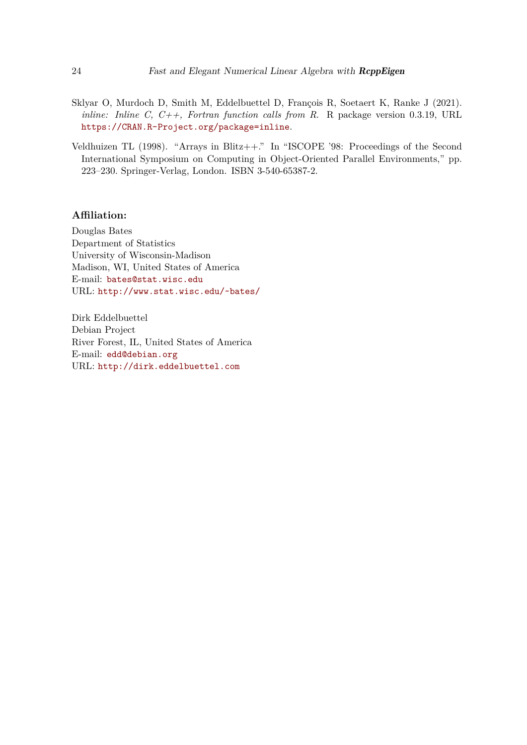Sklyar O, Murdoch D, Smith M, Eddelbuettel D, François R, Soetaert K, Ranke J (2021). *inline: Inline C, C++, Fortran function calls from R.* R package version 0.3.19, URL `https://CRAN.R-Project.org/package=inline`.

Veldhuizen TL (1998). "Arrays in Blitz++." In "ISCOPE '98: Proceedings of the Second International Symposium on Computing in Object-Oriented Parallel Environments," pp. 223–230. Springer-Verlag, London. ISBN 3-540-65387-2.

### Affiliation:

Douglas Bates
Department of Statistics
University of Wisconsin-Madison
Madison, WI, United States of America
E-mail: `bates@stat.wisc.edu`
URL: `http://www.stat.wisc.edu/~bates/`

Dirk Eddelbuettel
Debian Project
River Forest, IL, United States of America
E-mail: `edd@debian.org`
URL: `http://dirk.eddelbuettel.com`